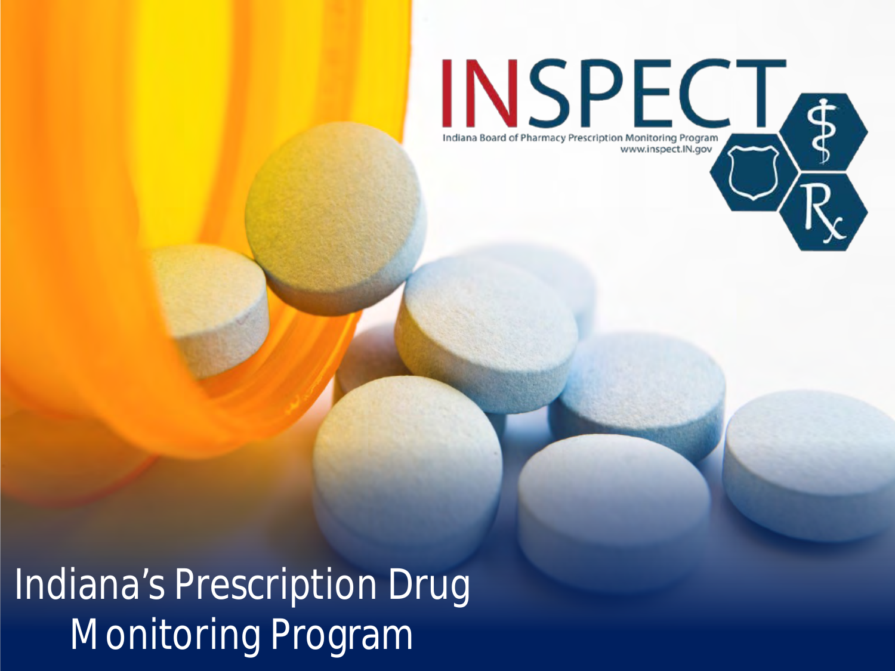INSPECT

Indiana Board of Pharmacy Prescription Monitoring Program

www.inspect.IN.gov

# Indiana's Prescription Drug Monitoring Program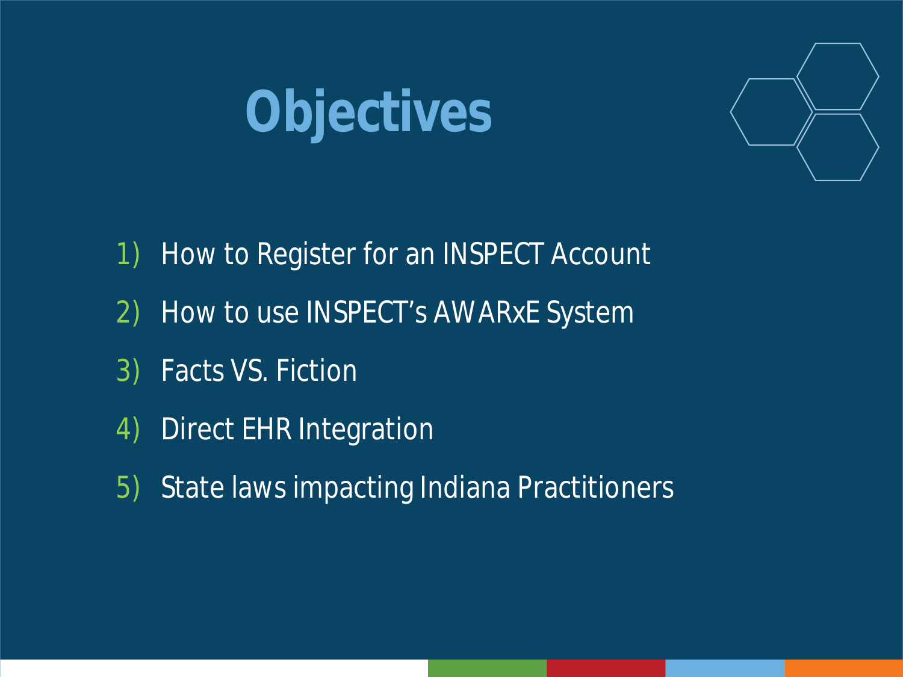# Objectives

1) How to Register for an INSPECT Account
2) How to use INSPECT's AWARxE System
3) Facts VS. Fiction
4) Direct EHR Integration
5) State laws impacting Indiana Practitioners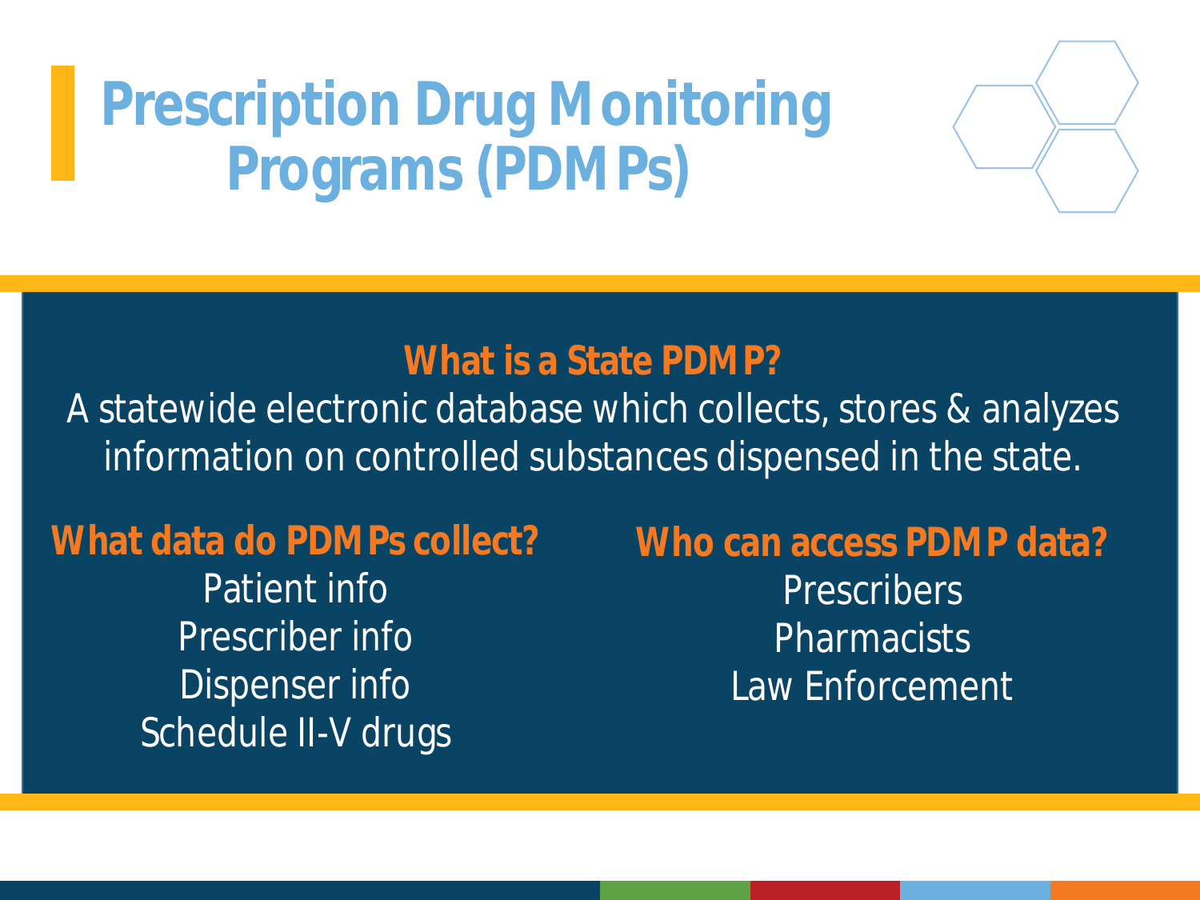# Prescription Drug Monitoring Programs (PDMPs)

### What is a State PDMP?

A statewide electronic database which collects, stores & analyzes information on controlled substances dispensed in the state.

### What data do PDMPs collect?

Patient info
Prescriber info
Dispenser info
Schedule II-V drugs

### Who can access PDMP data?

Prescribers
Pharmacists
Law Enforcement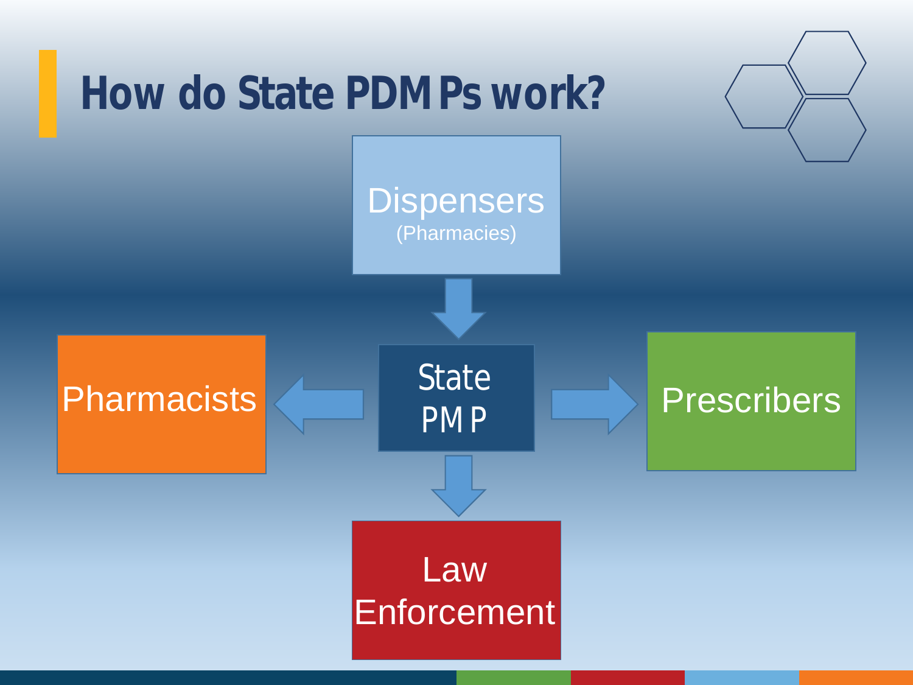# How do State PDMPs work?

Dispensers
(Pharmacies)

State
PMP

Pharmacists

Prescribers

Law
Enforcement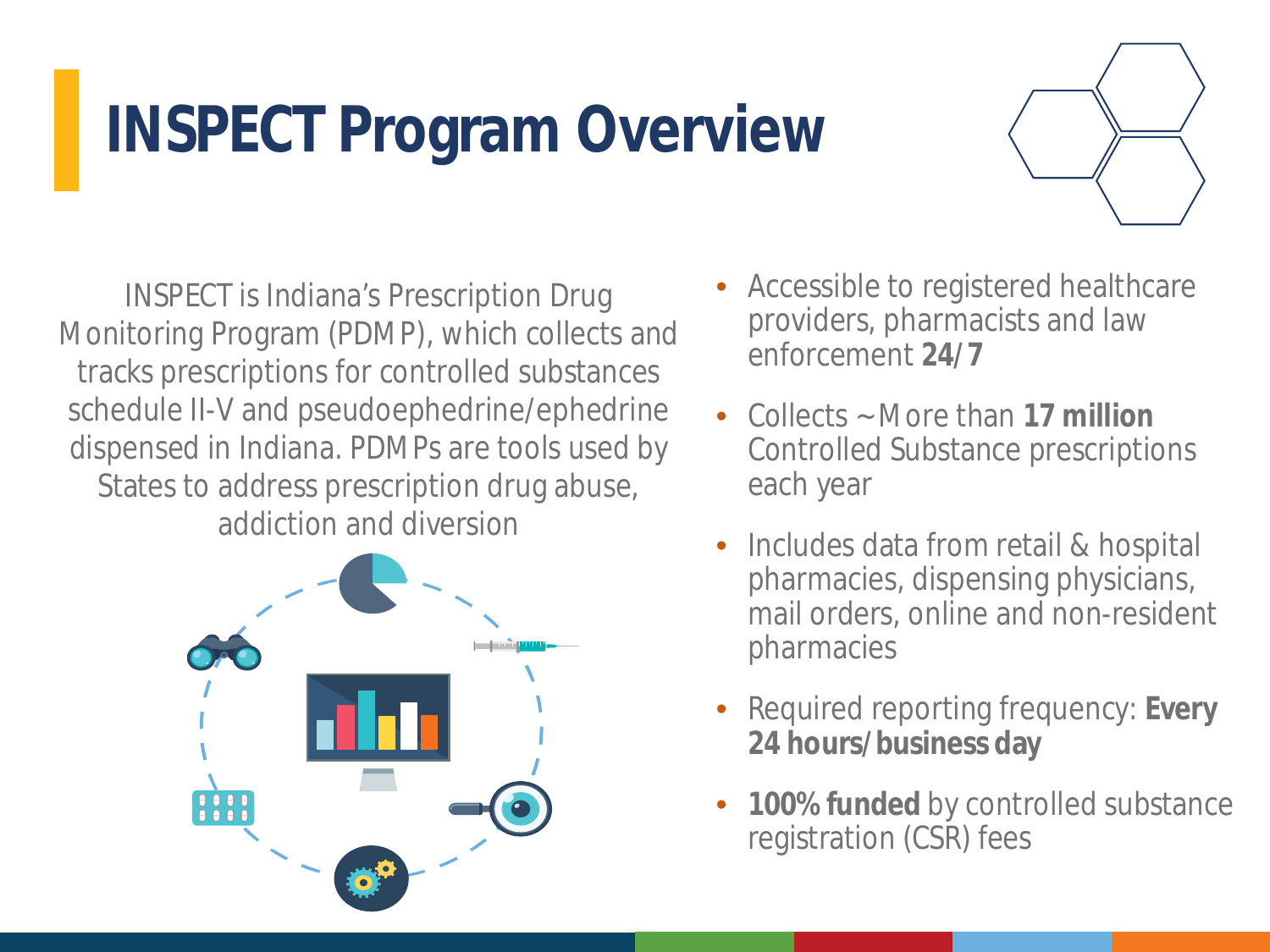# INSPECT Program Overview

INSPECT is Indiana's Prescription Drug Monitoring Program (PDMP), which collects and tracks prescriptions for controlled substances schedule II-V and pseudoephedrine/ephedrine dispensed in Indiana. PDMPs are tools used by States to address prescription drug abuse, addiction and diversion

- Accessible to registered healthcare providers, pharmacists and law enforcement **24/7**
- Collects ~More than **17 million** Controlled Substance prescriptions each year
- Includes data from retail & hospital pharmacies, dispensing physicians, mail orders, online and non-resident pharmacies
- Required reporting frequency: **Every 24 hours/business day**
- **100% funded** by controlled substance registration (CSR) fees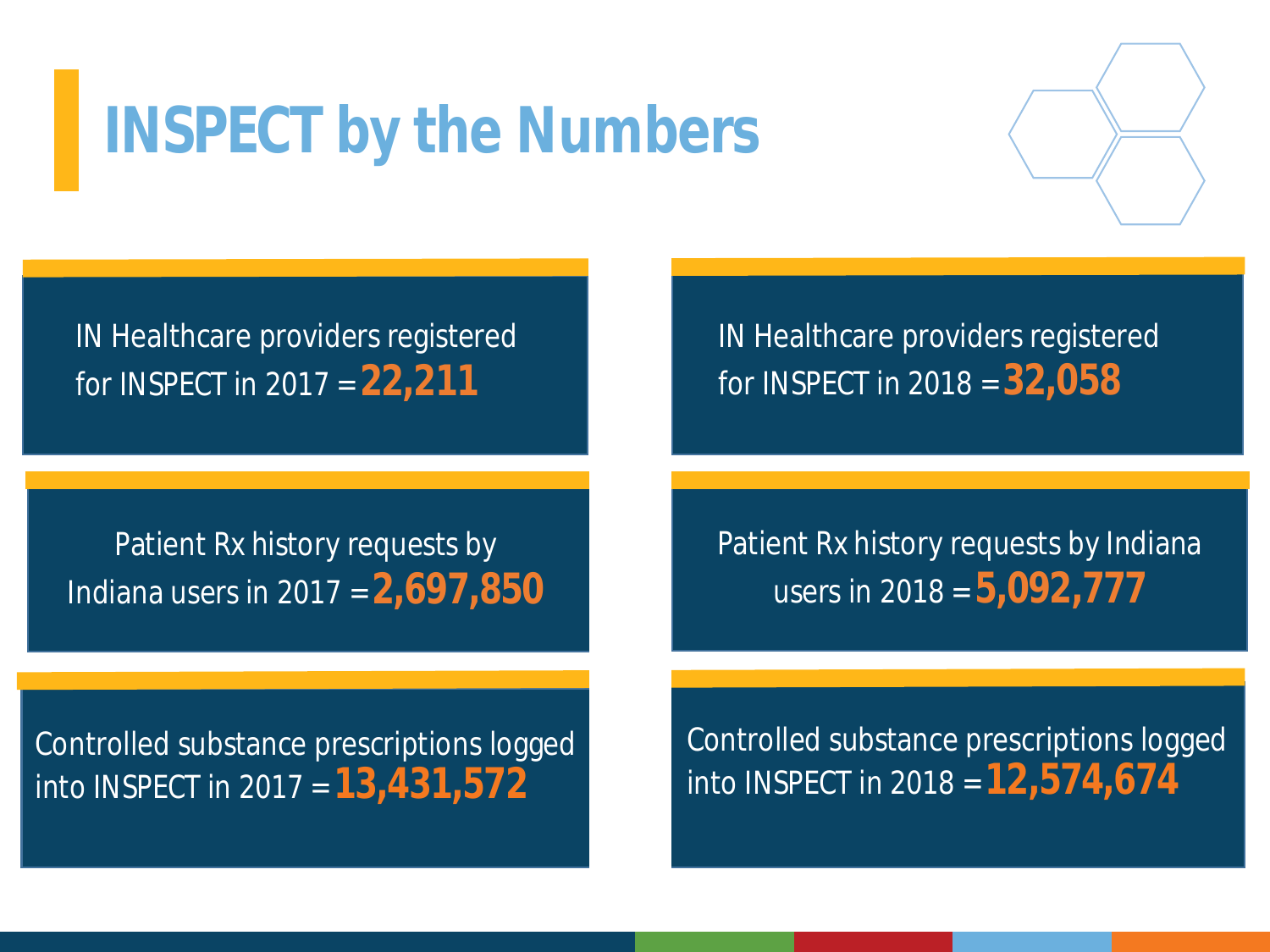# INSPECT by the Numbers

IN Healthcare providers registered for INSPECT in 2017 = **22,211**

IN Healthcare providers registered for INSPECT in 2018 = **32,058**

Patient Rx history requests by Indiana users in 2017 = **2,697,850**

Patient Rx history requests by Indiana users in 2018 = **5,092,777**

Controlled substance prescriptions logged into INSPECT in 2017 = **13,431,572**

Controlled substance prescriptions logged into INSPECT in 2018 = **12,574,674**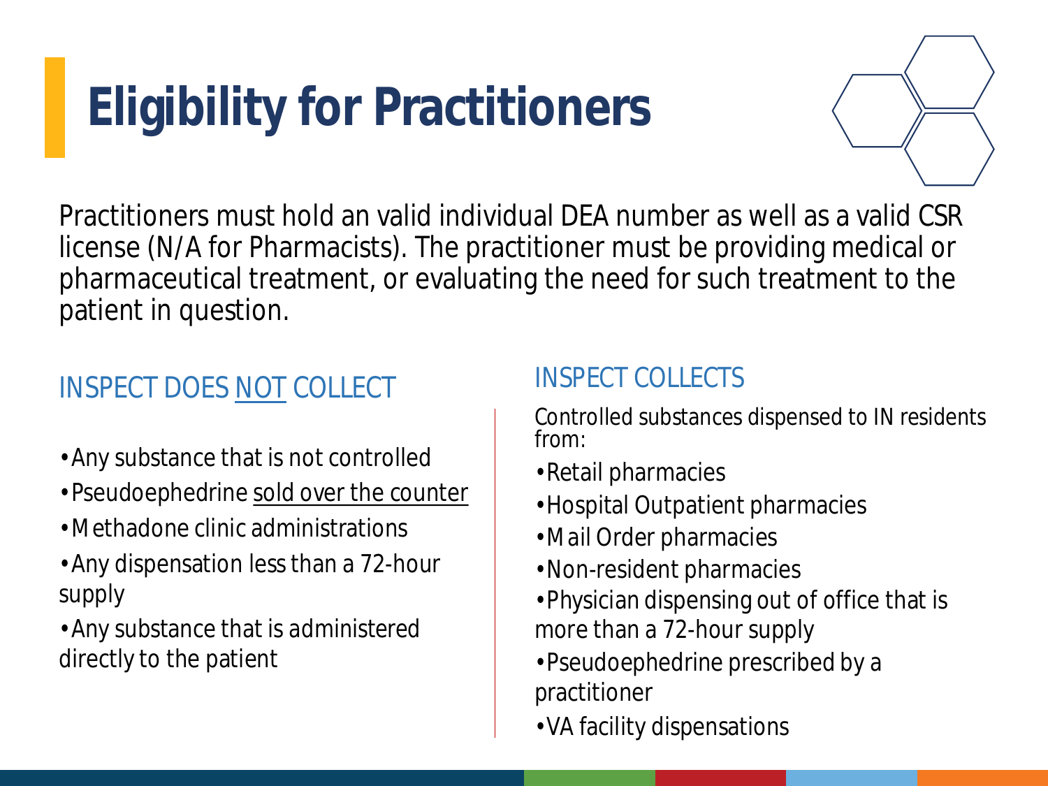# Eligibility for Practitioners

Practitioners must hold an valid individual DEA number as well as a valid CSR license (N/A for Pharmacists). The practitioner must be providing medical or pharmaceutical treatment, or evaluating the need for such treatment to the patient in question.

## INSPECT DOES NOT COLLECT

- Any substance that is not controlled
- Pseudoephedrine sold over the counter
- Methadone clinic administrations
- Any dispensation less than a 72-hour supply
- Any substance that is administered directly to the patient

## INSPECT COLLECTS

Controlled substances dispensed to IN residents from:

- Retail pharmacies
- Hospital Outpatient pharmacies
- Mail Order pharmacies
- Non-resident pharmacies
- Physician dispensing out of office that is more than a 72-hour supply
- Pseudoephedrine prescribed by a practitioner
- VA facility dispensations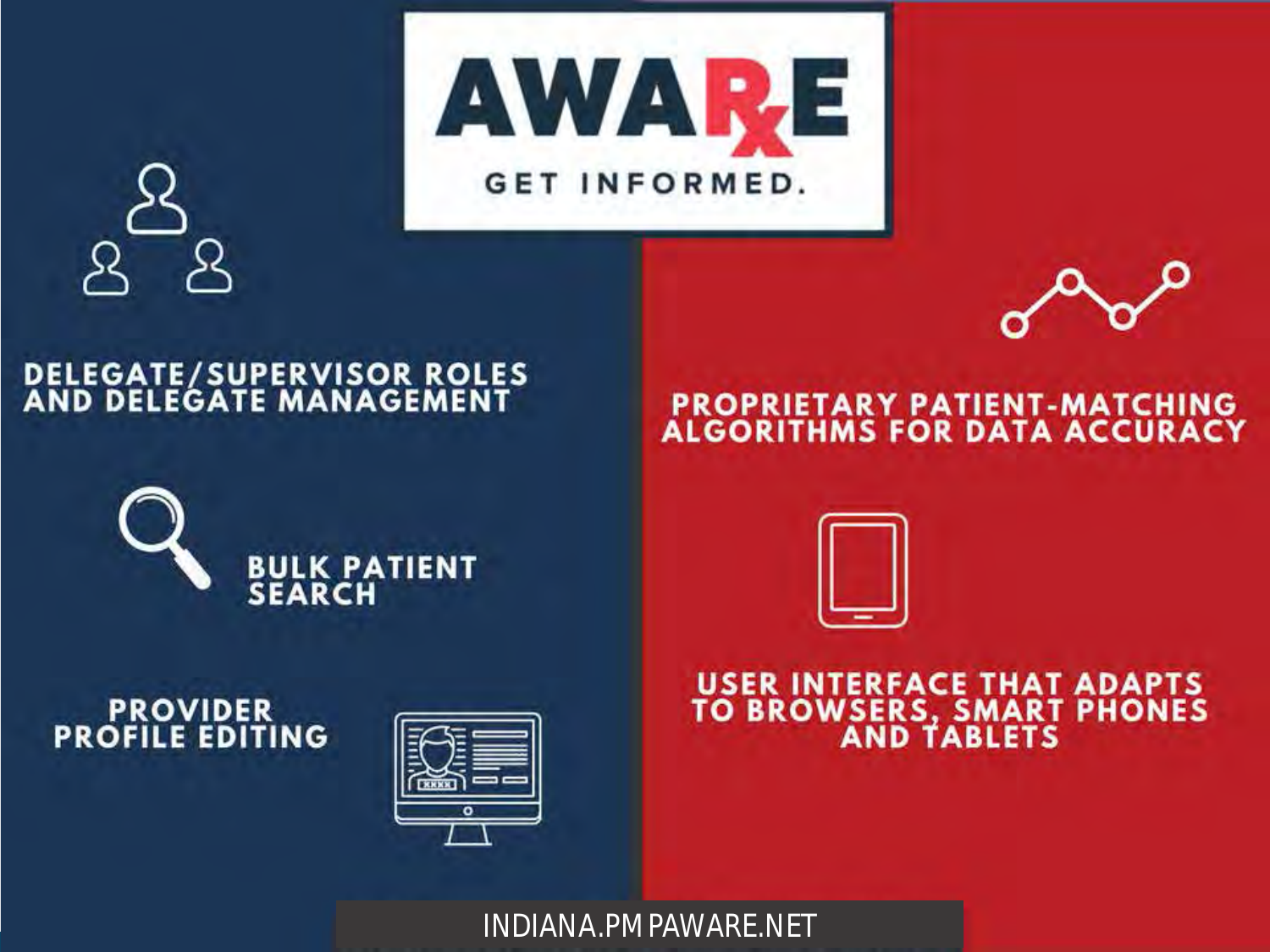# AWARxE

GET INFORMED.

**DELEGATE/SUPERVISOR ROLES AND DELEGATE MANAGEMENT**

**BULK PATIENT SEARCH**

**PROVIDER PROFILE EDITING**

**PROPRIETARY PATIENT-MATCHING ALGORITHMS FOR DATA ACCURACY**

**USER INTERFACE THAT ADAPTS TO BROWSERS, SMART PHONES AND TABLETS**

INDIANA.PMPAWARE.NET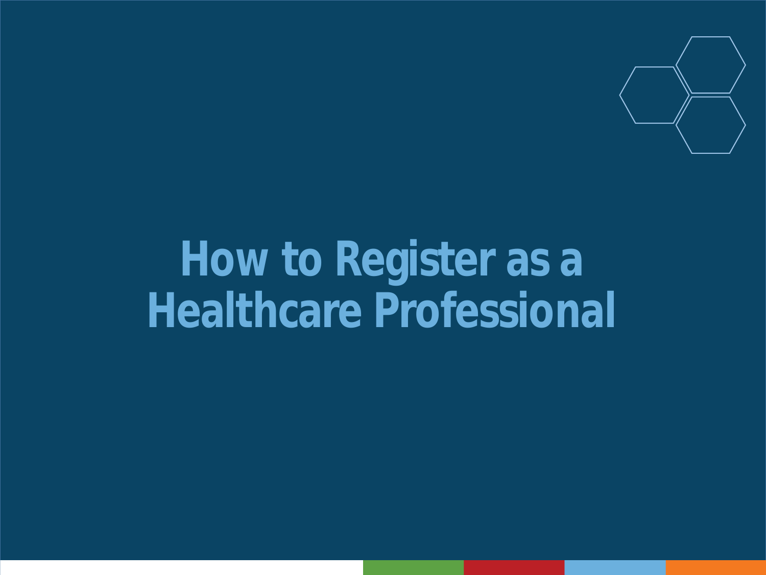# How to Register as a Healthcare Professional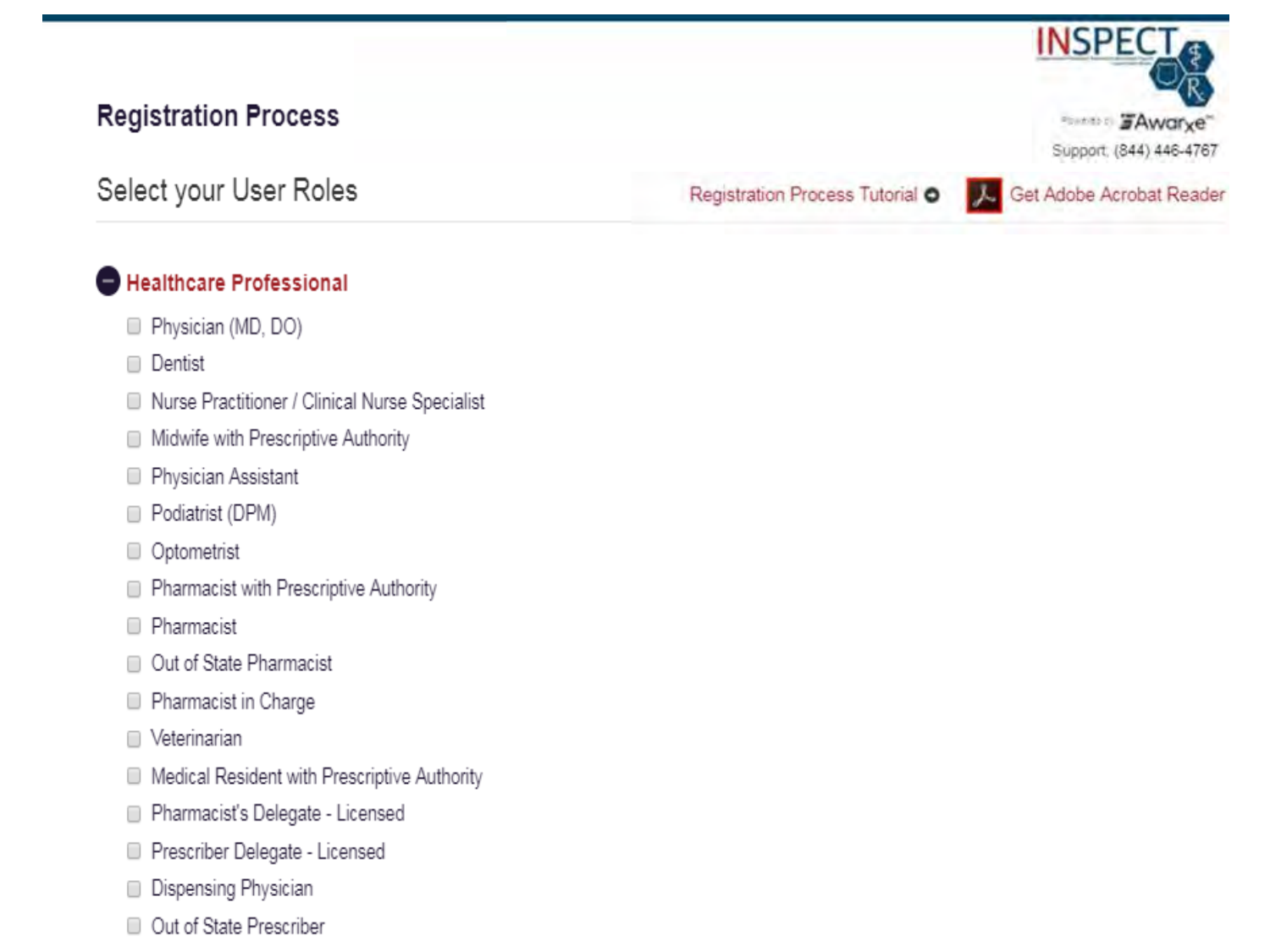INSPECT

Powered by Awarxe

Support: (844) 446-4767

## Registration Process

### Select your User Roles

Registration Process Tutorial

Get Adobe Acrobat Reader

**Healthcare Professional**

- Physician (MD, DO)
- Dentist
- Nurse Practitioner / Clinical Nurse Specialist
- Midwife with Prescriptive Authority
- Physician Assistant
- Podiatrist (DPM)
- Optometrist
- Pharmacist with Prescriptive Authority
- Pharmacist
- Out of State Pharmacist
- Pharmacist in Charge
- Veterinarian
- Medical Resident with Prescriptive Authority
- Pharmacist's Delegate - Licensed
- Prescriber Delegate - Licensed
- Dispensing Physician
- Out of State Prescriber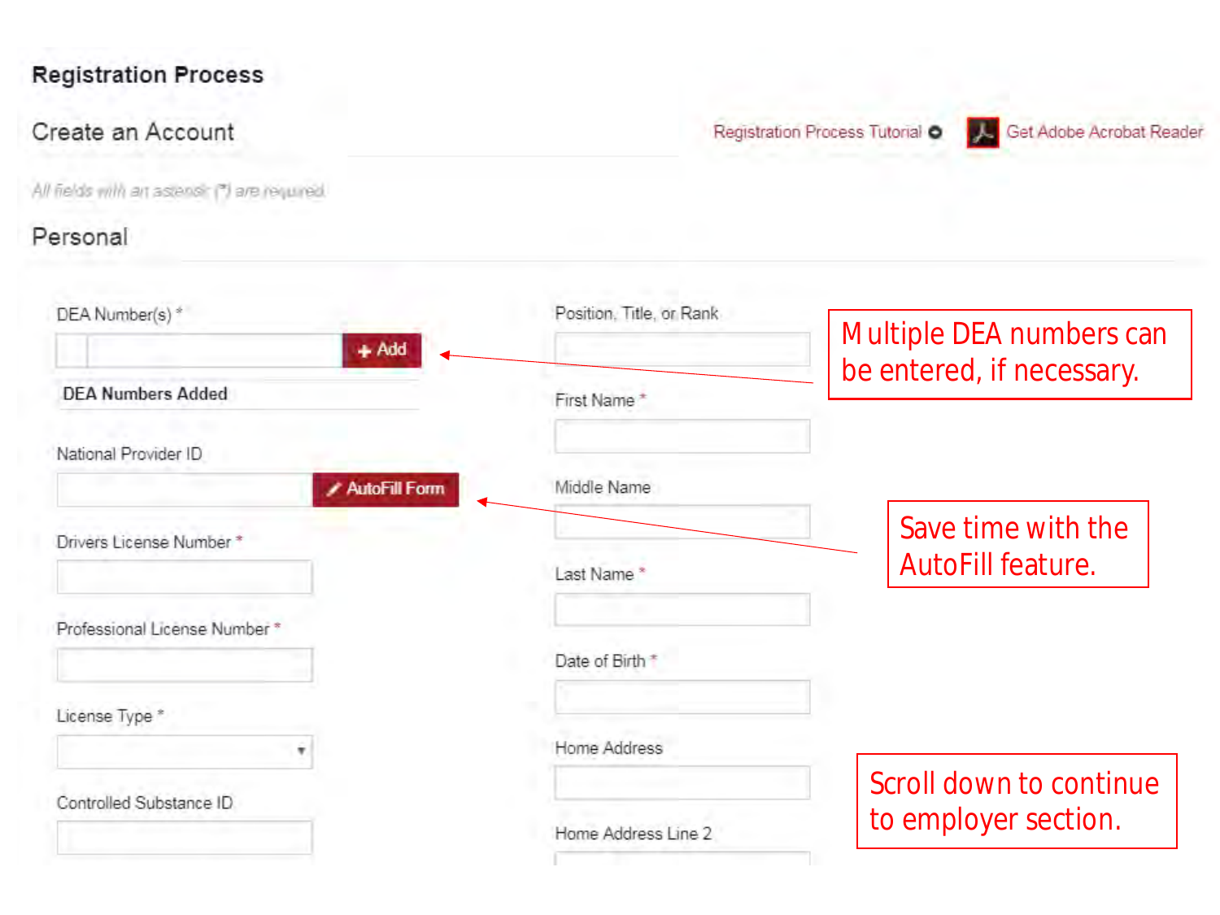## Registration Process

### Create an Account

Registration Process Tutorial

Get Adobe Acrobat Reader

*All fields with an asterisk (*) are required.*

### Personal

DEA Number(s) *

+ Add

**DEA Numbers Added**

National Provider ID

AutoFill Form

Drivers License Number *

Professional License Number *

License Type *

Controlled Substance ID

Position, Title, or Rank

First Name *

Middle Name

Last Name *

Date of Birth *

Home Address

Home Address Line 2

Multiple DEA numbers can be entered, if necessary.

Save time with the AutoFill feature.

Scroll down to continue to employer section.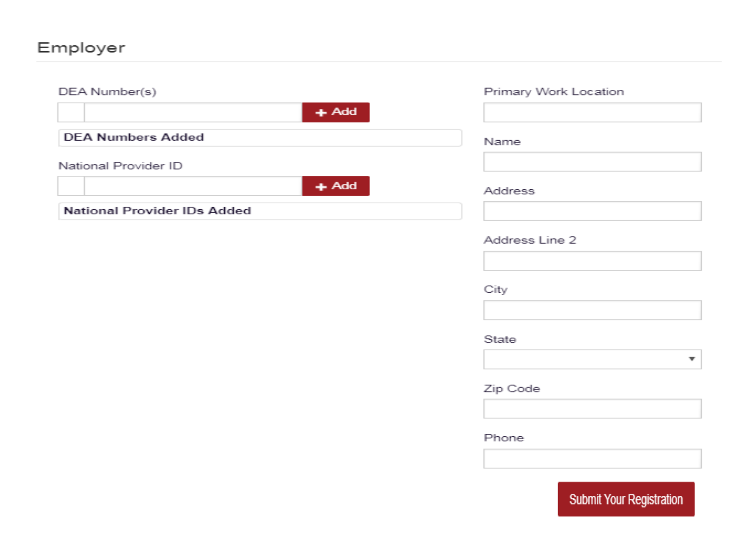## Employer

DEA Number(s)

+ Add

**DEA Numbers Added**

National Provider ID

+ Add

**National Provider IDs Added**

Primary Work Location

Name

Address

Address Line 2

City

State

Zip Code

Phone

Submit Your Registration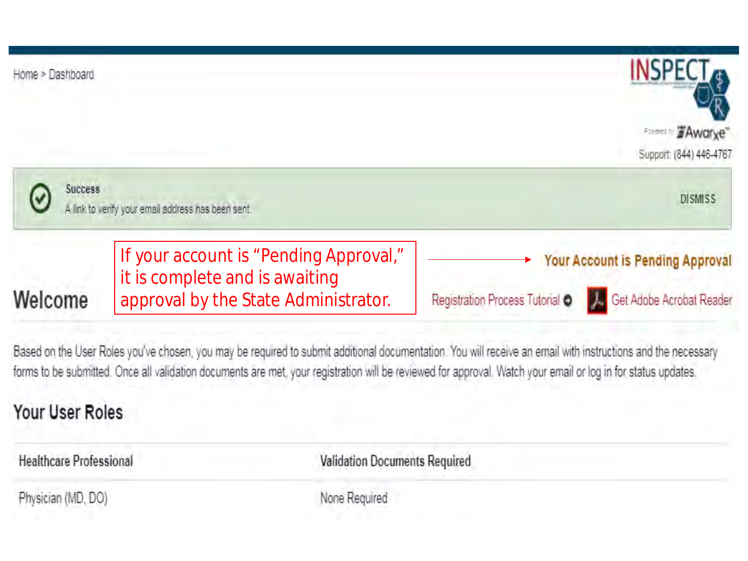Home > Dashboard

INSPECT

Powered by Awarxe

Support: (844) 446-4767

Success

A link to verify your email address has been sent.

DISMISS

If your account is “Pending Approval,” it is complete and is awaiting approval by the State Administrator.

**Your Account is Pending Approval**

# Welcome

Registration Process Tutorial | Get Adobe Acrobat Reader

Based on the User Roles you've chosen, you may be required to submit additional documentation. You will receive an email with instructions and the necessary forms to be submitted. Once all validation documents are met, your registration will be reviewed for approval. Watch your email or log in for status updates.

## Your User Roles

| Healthcare Professional | Validation Documents Required |
| --- | --- |
| Physician (MD, DO) | None Required |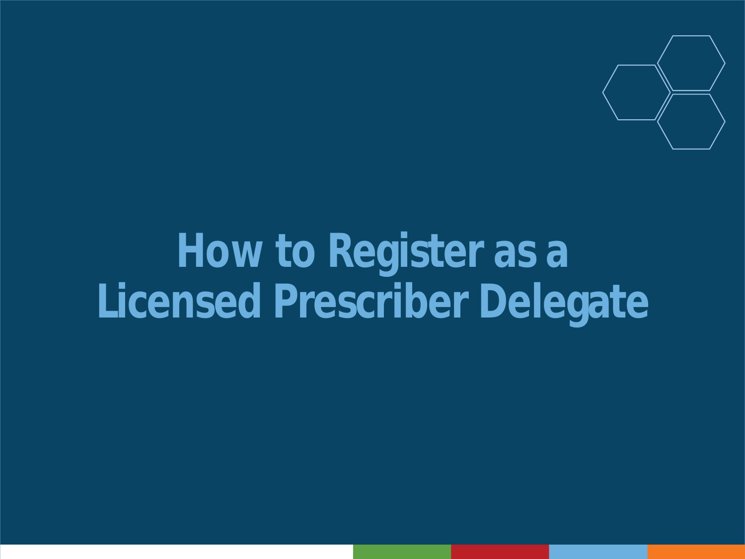# How to Register as a Licensed Prescriber Delegate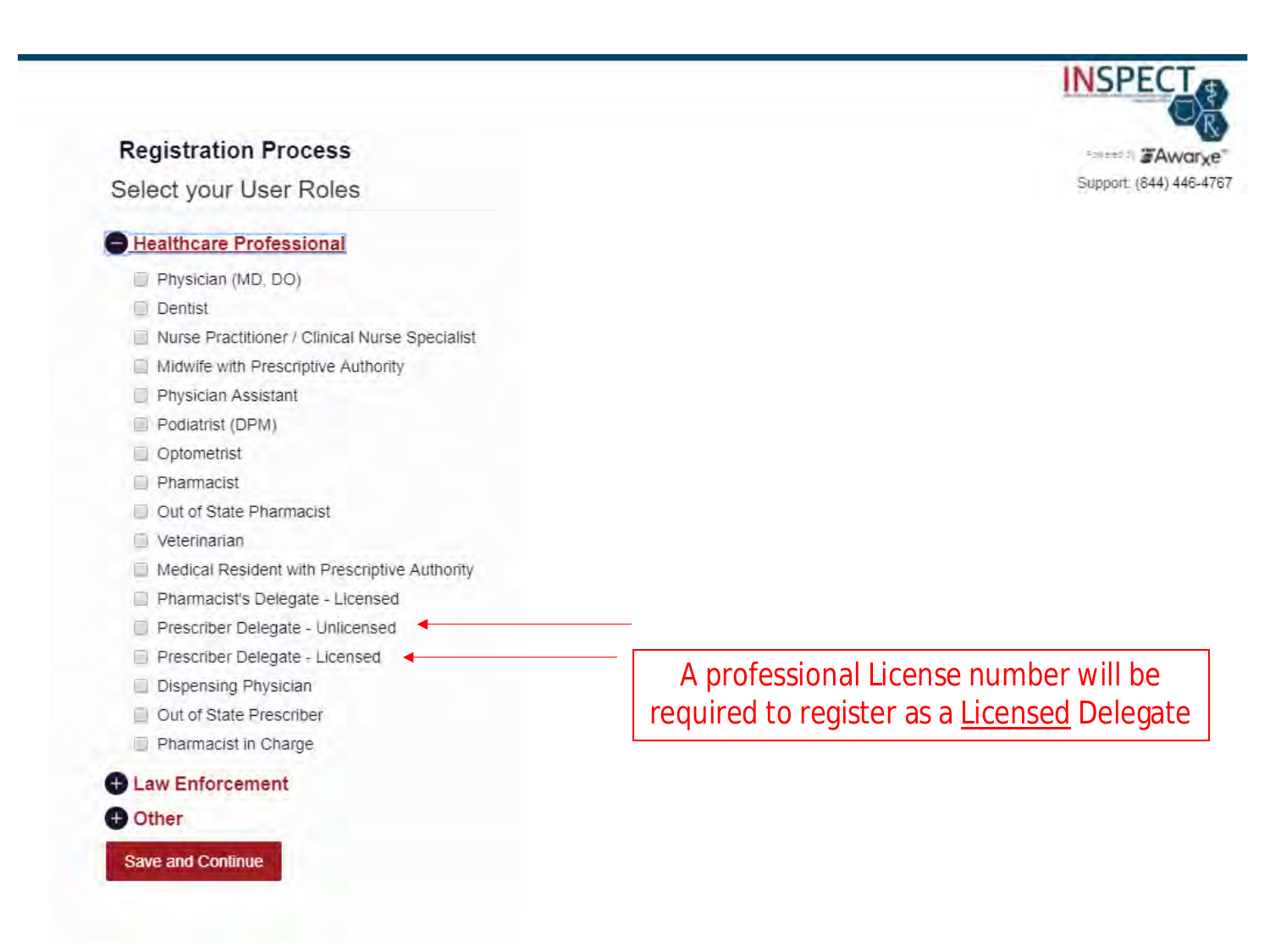INSPECT

Powered by Awarxe

Support: (844) 446-4767

## Registration Process

### Select your User Roles

**Healthcare Professional**

- Physician (MD, DO)
- Dentist
- Nurse Practitioner / Clinical Nurse Specialist
- Midwife with Prescriptive Authority
- Physician Assistant
- Podiatrist (DPM)
- Optometrist
- Pharmacist
- Out of State Pharmacist
- Veterinarian
- Medical Resident with Prescriptive Authority
- Pharmacist's Delegate - Licensed
- Prescriber Delegate - Unlicensed
- Prescriber Delegate - Licensed
- Dispensing Physician
- Out of State Prescriber
- Pharmacist in Charge

**Law Enforcement**

**Other**

Save and Continue

A professional License number will be required to register as a Licensed Delegate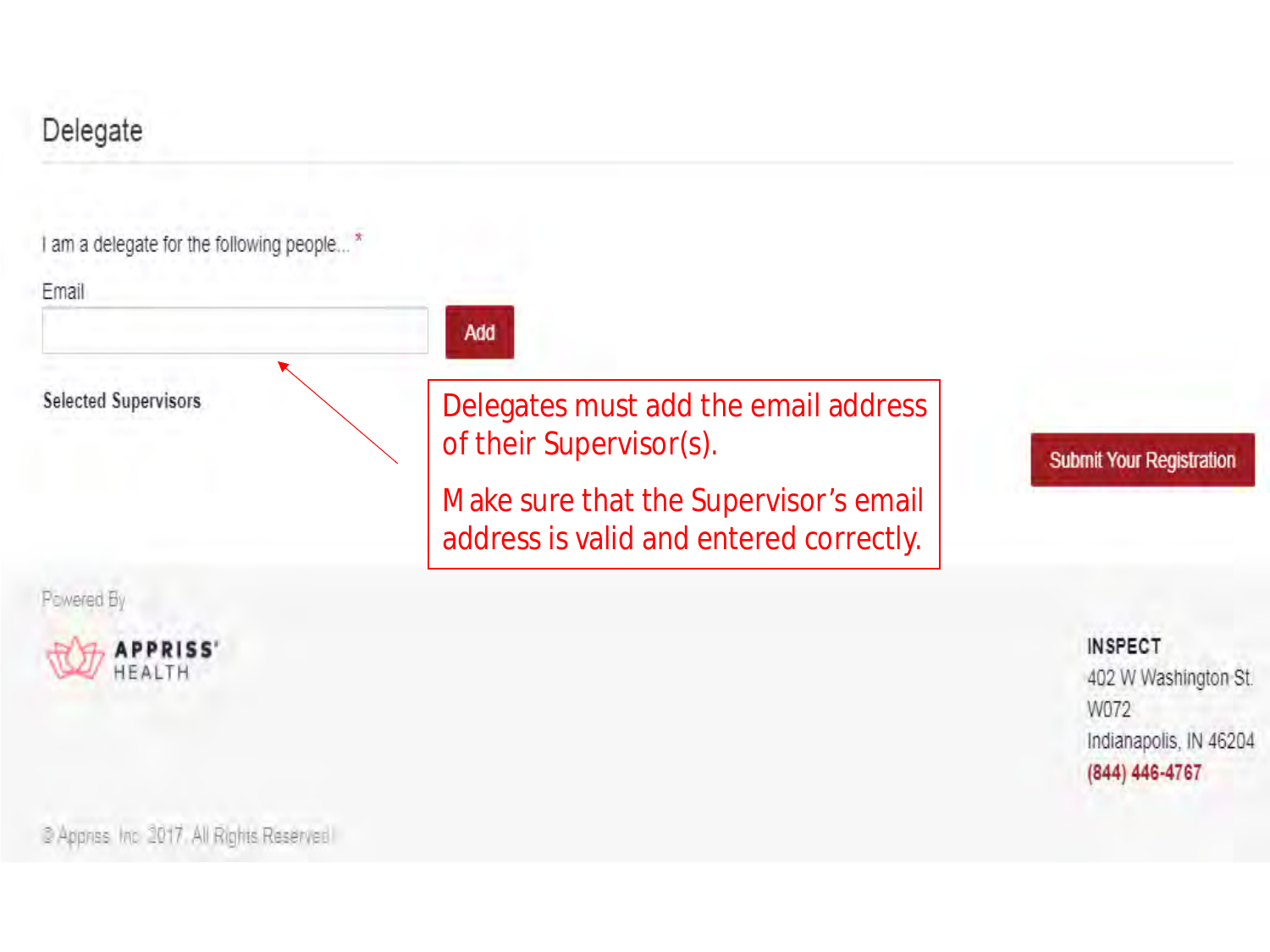## Delegate

I am a delegate for the following people... *

Email

Add

Selected Supervisors

Delegates must add the email address of their Supervisor(s).

Make sure that the Supervisor's email address is valid and entered correctly.

Submit Your Registration

Powered By

APPRISS HEALTH

INSPECT
402 W Washington St.
W072
Indianapolis, IN 46204
(844) 446-4767

© Appriss, Inc. 2017. All Rights Reserved.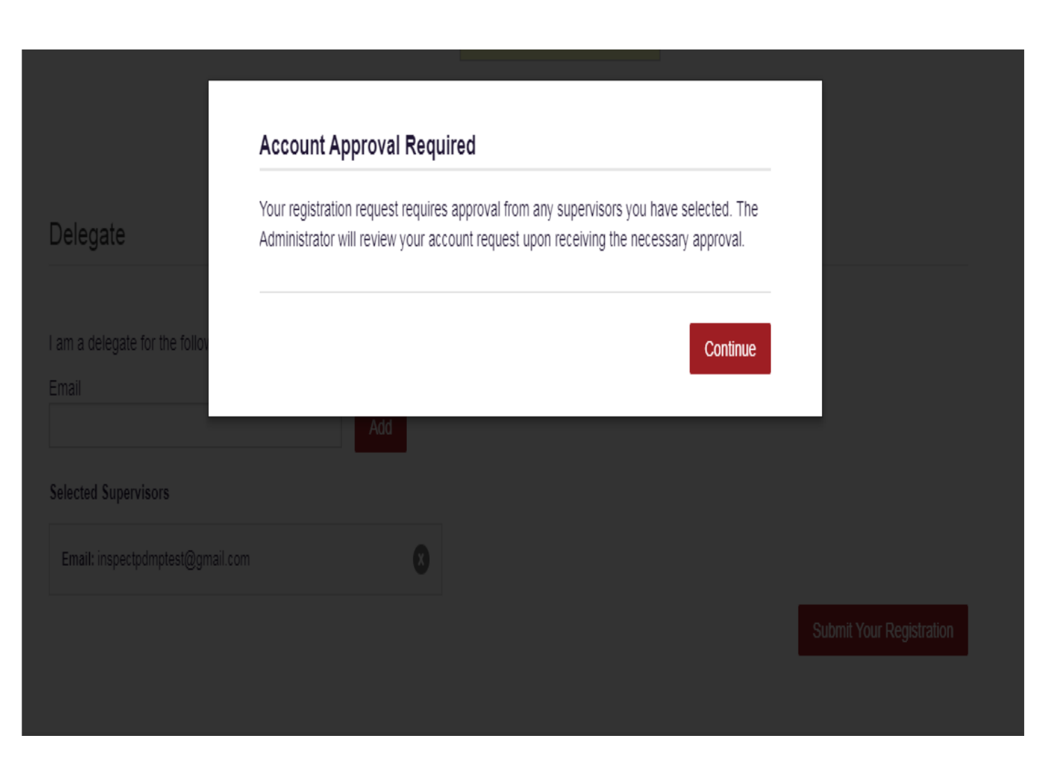## Account Approval Required

Your registration request requires approval from any supervisors you have selected. The Administrator will review your account request upon receiving the necessary approval.

Continue

Delegate

I am a delegate for the follo

Email

Add

**Selected Supervisors**

**Email:** inspectpdmptest@gmail.com

Submit Your Registration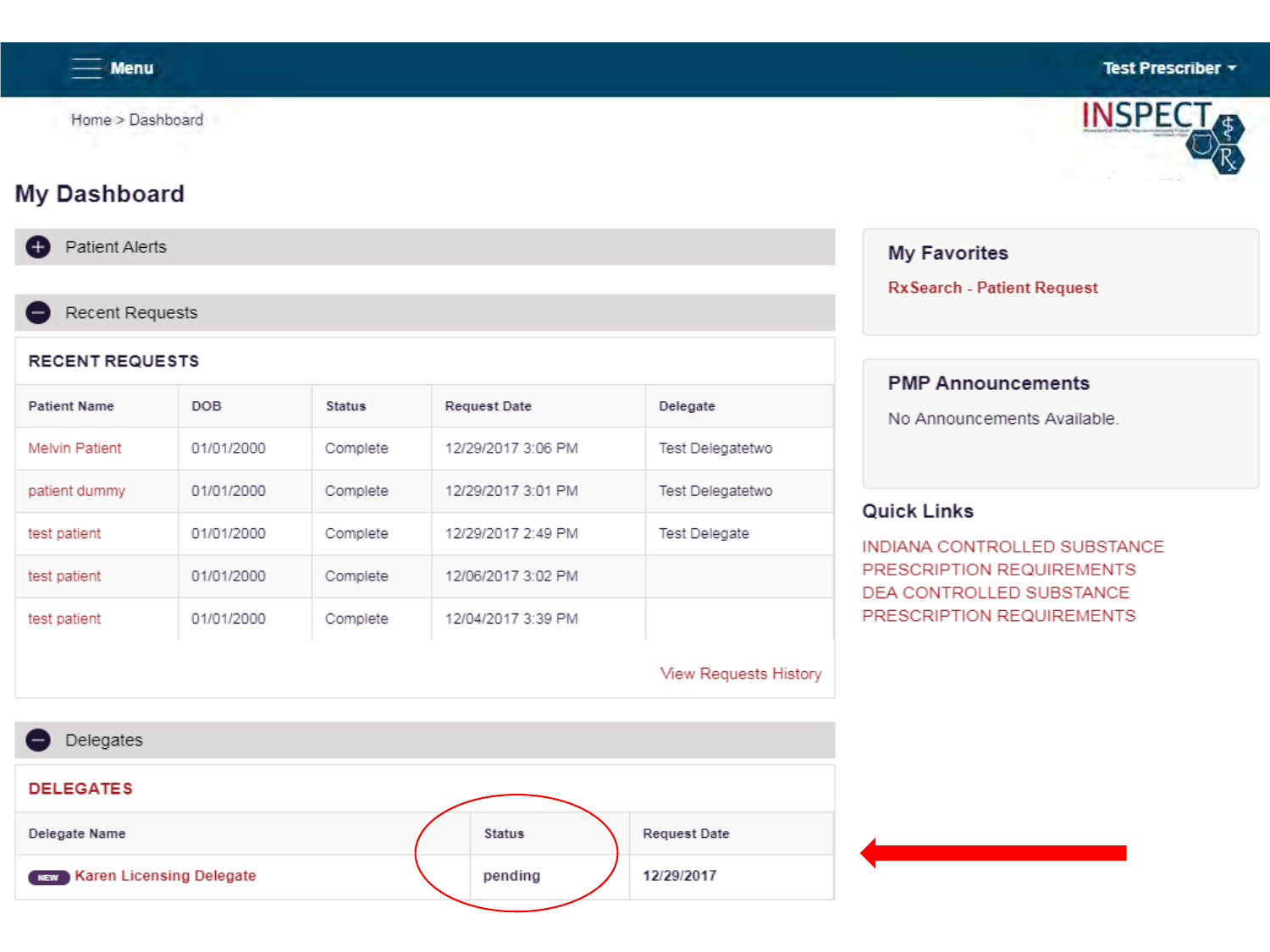Menu

Test Prescriber

Home > Dashboard

INSPECT

# My Dashboard

Patient Alerts

Recent Requests

## RECENT REQUESTS

| Patient Name | DOB | Status | Request Date | Delegate |
|---|---|---|---|---|
| Melvin Patient | 01/01/2000 | Complete | 12/29/2017 3:06 PM | Test Delegatetwo |
| patient dummy | 01/01/2000 | Complete | 12/29/2017 3:01 PM | Test Delegatetwo |
| test patient | 01/01/2000 | Complete | 12/29/2017 2:49 PM | Test Delegate |
| test patient | 01/01/2000 | Complete | 12/06/2017 3:02 PM | |
| test patient | 01/01/2000 | Complete | 12/04/2017 3:39 PM | |

View Requests History

Delegates

## DELEGATES

| Delegate Name | Status | Request Date |
|---|---|---|
| NEW Karen Licensing Delegate | pending | 12/29/2017 |

## My Favorites

RxSearch - Patient Request

## PMP Announcements

No Announcements Available.

## Quick Links

INDIANA CONTROLLED SUBSTANCE PRESCRIPTION REQUIREMENTS

DEA CONTROLLED SUBSTANCE PRESCRIPTION REQUIREMENTS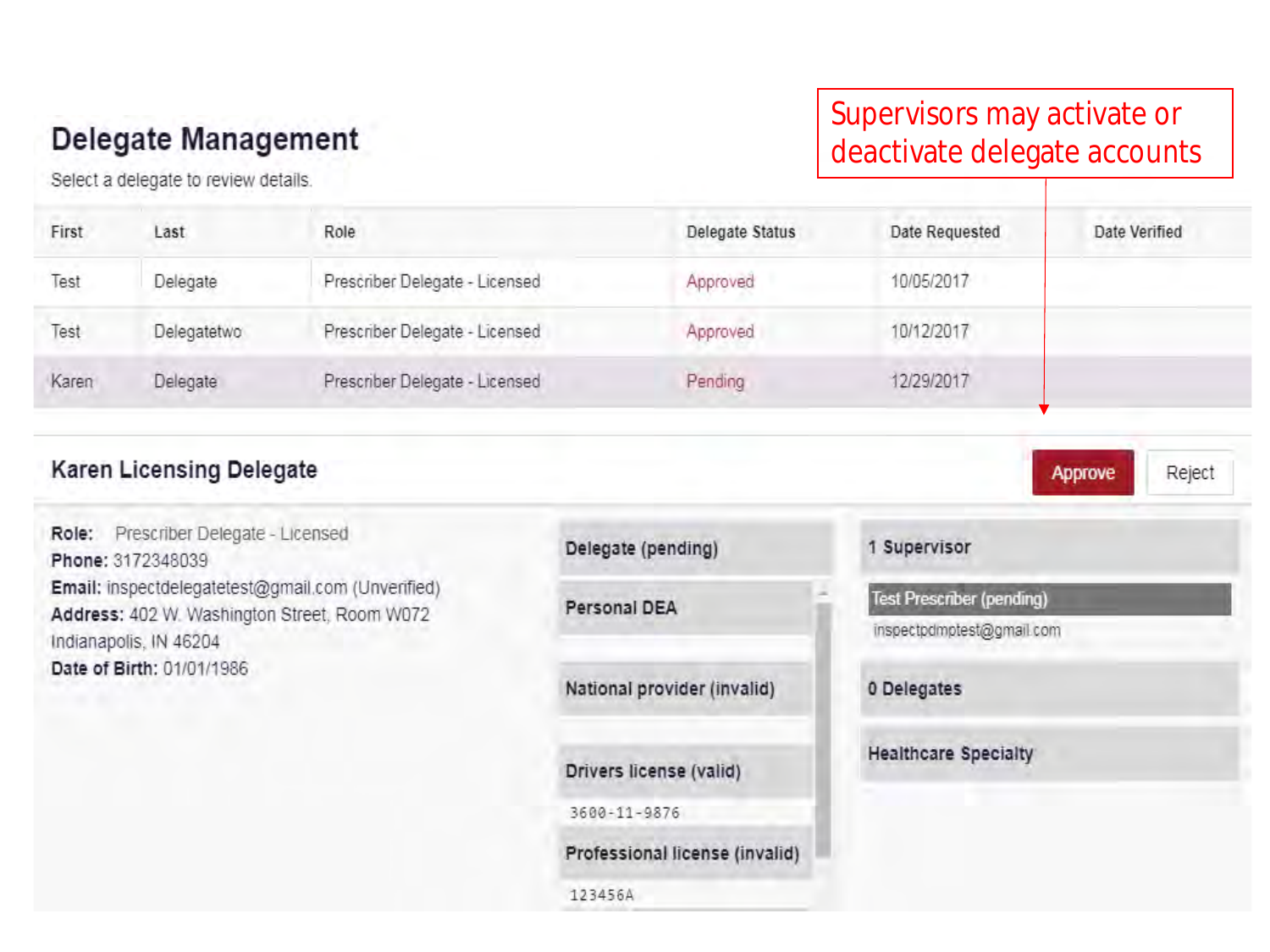Supervisors may activate or deactivate delegate accounts

## Delegate Management

Select a delegate to review details.

| First | Last | Role | Delegate Status | Date Requested | Date Verified |
|---|---|---|---|---|---|
| Test | Delegate | Prescriber Delegate - Licensed | Approved | 10/05/2017 | |
| Test | Delegatetwo | Prescriber Delegate - Licensed | Approved | 10/12/2017 | |
| Karen | Delegate | Prescriber Delegate - Licensed | Pending | 12/29/2017 | |

### Karen Licensing Delegate

Approve | Reject

**Role:** Prescriber Delegate - Licensed
**Phone:** 3172348039
**Email:** inspectdelegatetest@gmail.com (Unverified)
**Address:** 402 W. Washington Street, Room W072
Indianapolis, IN 46204
**Date of Birth:** 01/01/1986

**Delegate (pending)**

**Personal DEA**

**National provider (invalid)**

**Drivers license (valid)**

3600-11-9876

**Professional license (invalid)**

123456A

**1 Supervisor**

Test Prescriber (pending)
inspectpdmptest@gmail.com

**0 Delegates**

**Healthcare Specialty**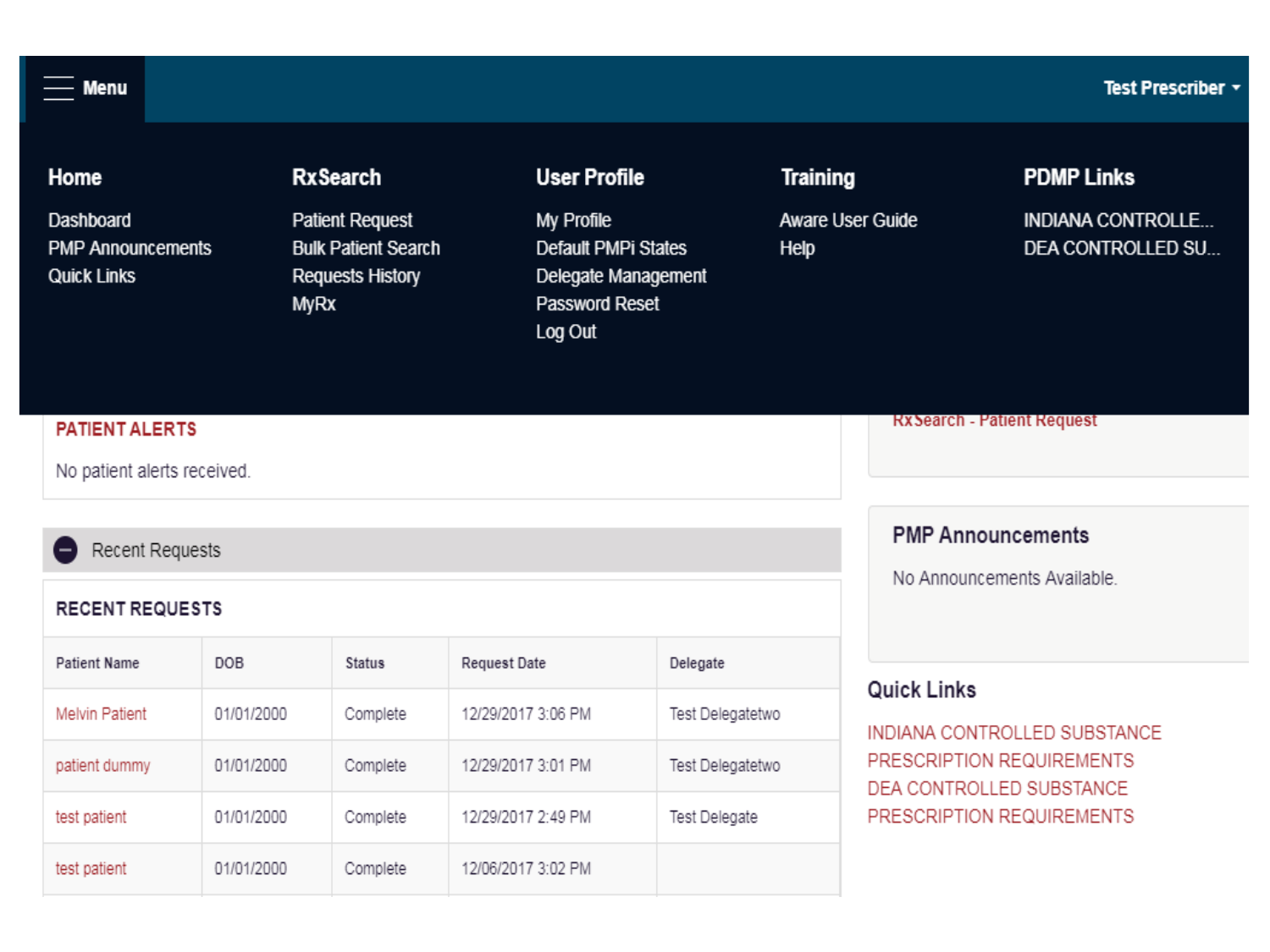Menu

Test Prescriber

**Home**

- Dashboard
- PMP Announcements
- Quick Links

**RxSearch**

- Patient Request
- Bulk Patient Search
- Requests History
- MyRx

**User Profile**

- My Profile
- Default PMPi States
- Delegate Management
- Password Reset
- Log Out

**Training**

- Aware User Guide
- Help

**PDMP Links**

- INDIANA CONTROLLE...
- DEA CONTROLLED SU...

RxSearch - Patient Request

## PATIENT ALERTS

No patient alerts received.

Recent Requests

## RECENT REQUESTS

| Patient Name | DOB | Status | Request Date | Delegate |
| --- | --- | --- | --- | --- |
| Melvin Patient | 01/01/2000 | Complete | 12/29/2017 3:06 PM | Test Delegatetwo |
| patient dummy | 01/01/2000 | Complete | 12/29/2017 3:01 PM | Test Delegatetwo |
| test patient | 01/01/2000 | Complete | 12/29/2017 2:49 PM | Test Delegate |
| test patient | 01/01/2000 | Complete | 12/06/2017 3:02 PM | |

## PMP Announcements

No Announcements Available.

## Quick Links

INDIANA CONTROLLED SUBSTANCE PRESCRIPTION REQUIREMENTS

DEA CONTROLLED SUBSTANCE PRESCRIPTION REQUIREMENTS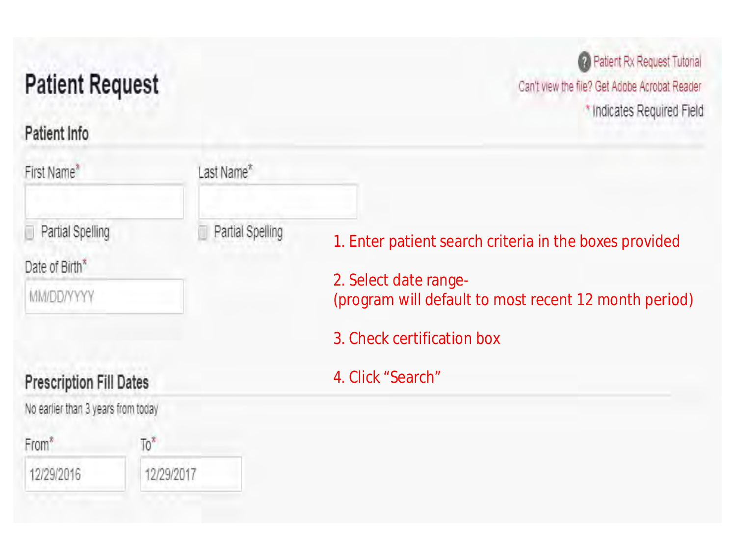# Patient Request

Patient Rx Request Tutorial

Can't view the file? Get Adobe Acrobat Reader

* Indicates Required Field

## Patient Info

First Name*

Partial Spelling

Last Name*

Partial Spelling

Date of Birth*

MM/DD/YYYY

## Prescription Fill Dates

No earlier than 3 years from today

From*

12/29/2016

To*

12/29/2017

1. Enter patient search criteria in the boxes provided
2. Select date range-
   (program will default to most recent 12 month period)
3. Check certification box
4. Click "Search"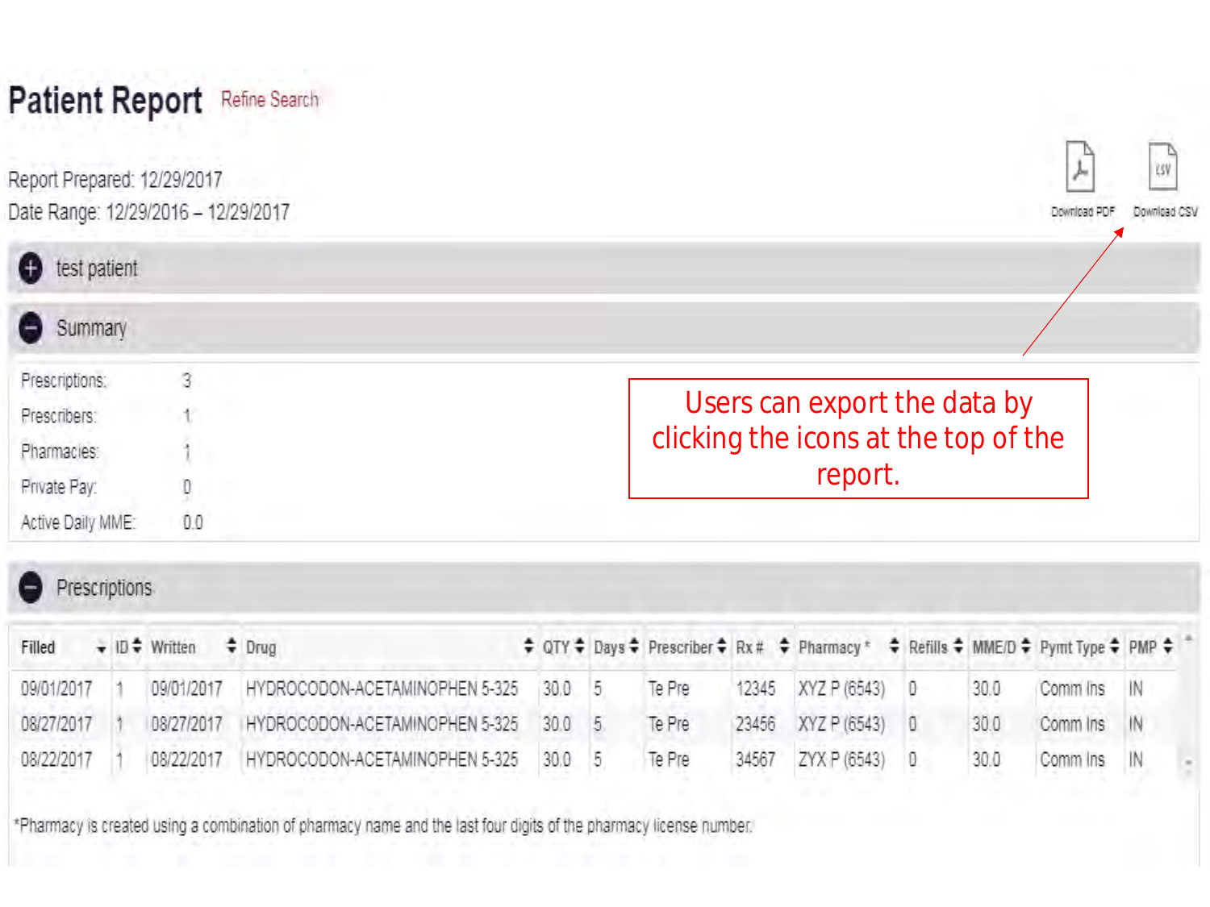# Patient Report

Refine Search

Report Prepared: 12/29/2017

Date Range: 12/29/2016 – 12/29/2017

Download PDF Download CSV

Users can export the data by clicking the icons at the top of the report.

## test patient

## Summary

| | |
|---|---|
| Prescriptions: | 3 |
| Prescribers: | 1 |
| Pharmacies: | 1 |
| Private Pay: | 0 |
| Active Daily MME: | 0.0 |

## Prescriptions

| Filled | ID | Written | Drug | QTY | Days | Prescriber | Rx # | Pharmacy * | Refills | MME/D | Pymt Type | PMP |
|---|---|---|---|---|---|---|---|---|---|---|---|---|
| 09/01/2017 | 1 | 09/01/2017 | HYDROCODON-ACETAMINOPHEN 5-325 | 30.0 | 5 | Te Pre | 12345 | XYZ P (6543) | 0 | 30.0 | Comm Ins | IN |
| 08/27/2017 | 1 | 08/27/2017 | HYDROCODON-ACETAMINOPHEN 5-325 | 30.0 | 5 | Te Pre | 23456 | XYZ P (6543) | 0 | 30.0 | Comm Ins | IN |
| 08/22/2017 | 1 | 08/22/2017 | HYDROCODON-ACETAMINOPHEN 5-325 | 30.0 | 5 | Te Pre | 34567 | ZYX P (6543) | 0 | 30.0 | Comm Ins | IN |

*Pharmacy is created using a combination of pharmacy name and the last four digits of the pharmacy license number.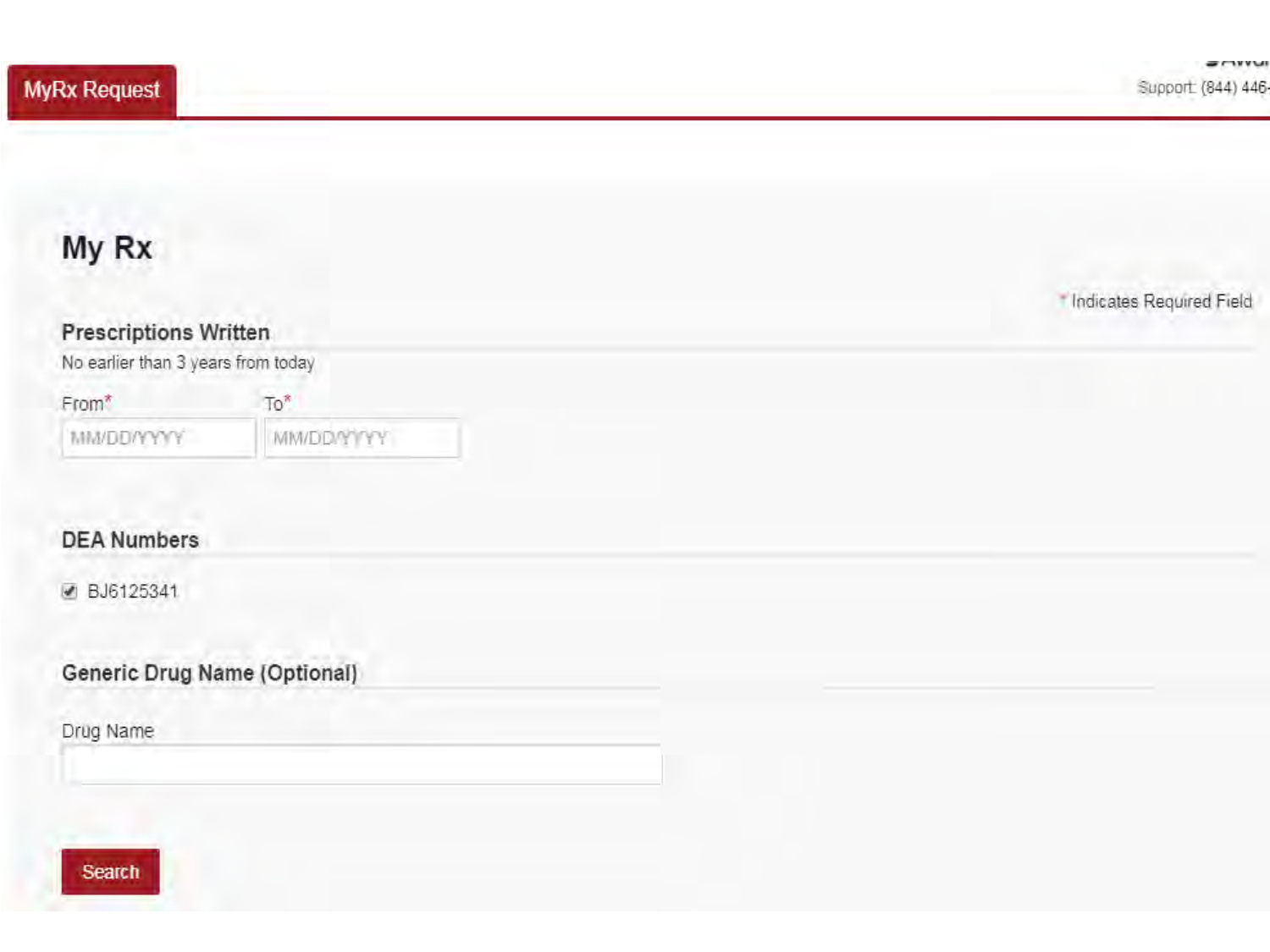MyRx Request

Support: (844) 446-

# My Rx

* Indicates Required Field

## Prescriptions Written

No earlier than 3 years from today

From*

MM/DD/YYYY

To*

MM/DD/YYYY

## DEA Numbers

☑ BJ6125341

## Generic Drug Name (Optional)

Drug Name

Search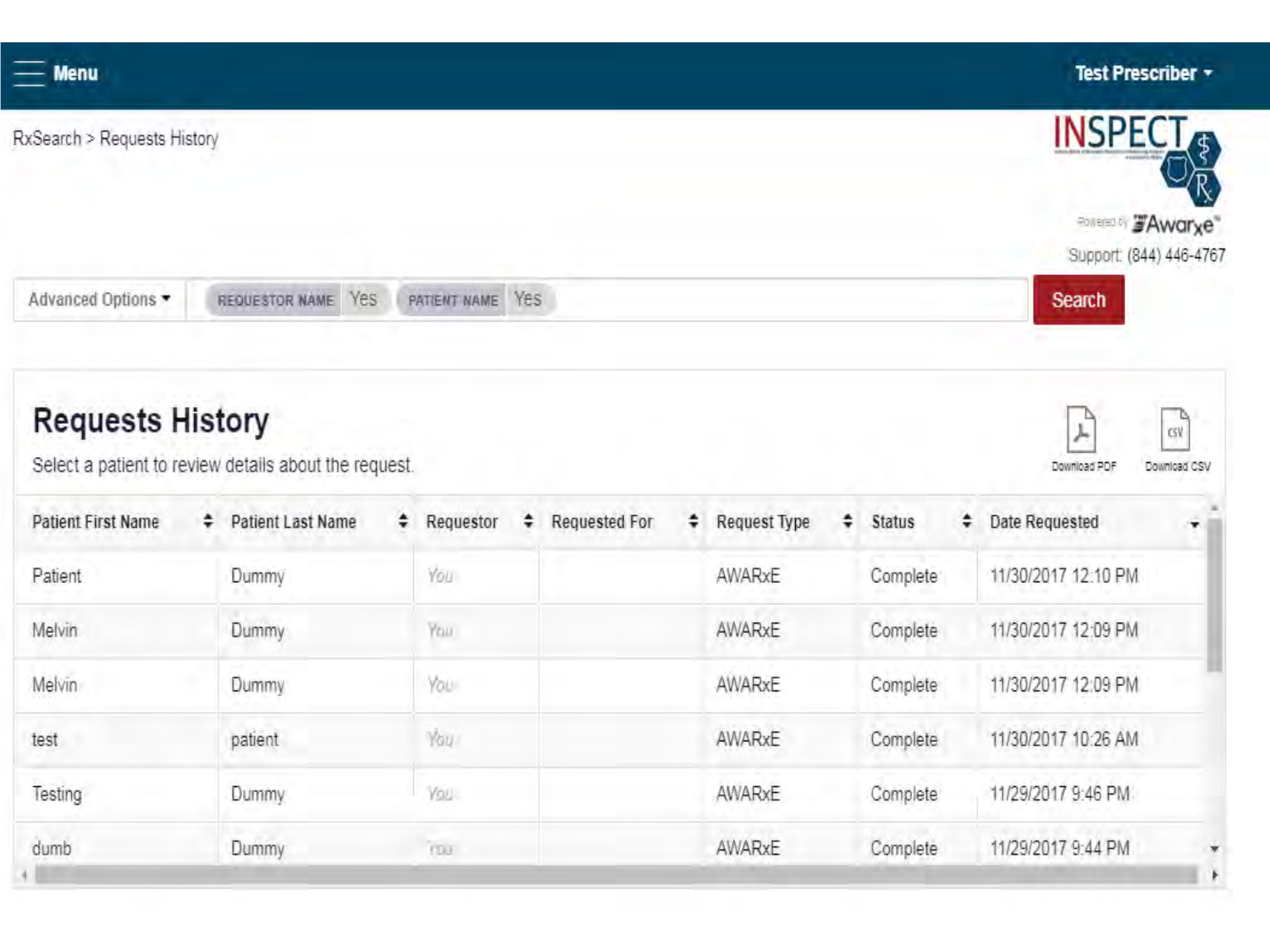Menu

Test Prescriber

RxSearch > Requests History

INSPECT

Powered by Awarxe

Support: (844) 446-4767

Advanced Options | REQUESTOR NAME Yes | PATIENT NAME Yes | Search

# Requests History

Select a patient to review details about the request.

Download PDF | Download CSV

| Patient First Name | Patient Last Name | Requestor | Requested For | Request Type | Status | Date Requested |
|---|---|---|---|---|---|---|
| Patient | Dummy | You | | AWARxE | Complete | 11/30/2017 12:10 PM |
| Melvin | Dummy | You | | AWARxE | Complete | 11/30/2017 12:09 PM |
| Melvin | Dummy | You | | AWARxE | Complete | 11/30/2017 12:09 PM |
| test | patient | You | | AWARxE | Complete | 11/30/2017 10:26 AM |
| Testing | Dummy | You | | AWARxE | Complete | 11/29/2017 9:46 PM |
| dumb | Dummy | You | | AWARxE | Complete | 11/29/2017 9:44 PM |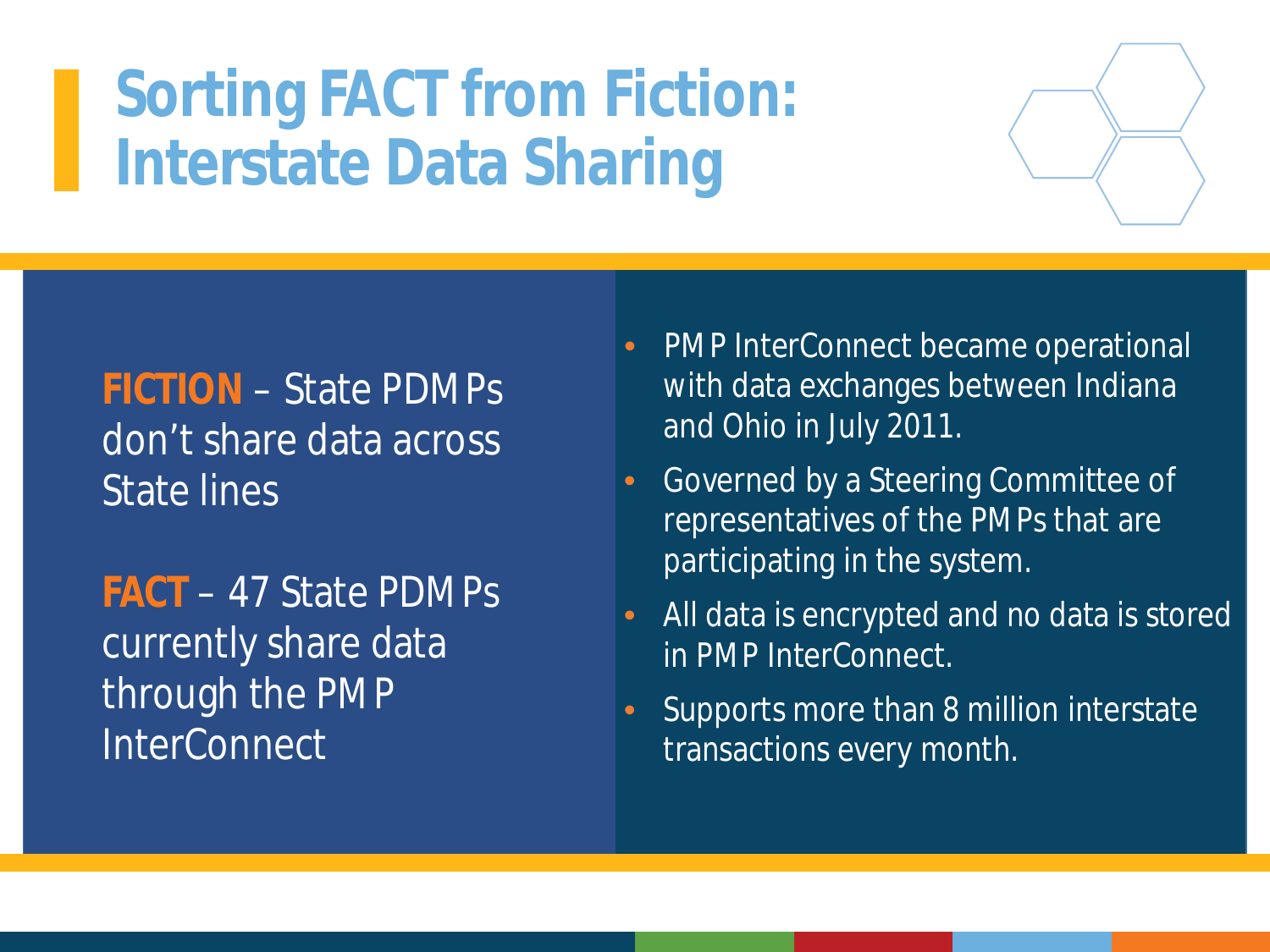# Sorting FACT from Fiction: Interstate Data Sharing

**FICTION** – State PDMPs don't share data across State lines

**FACT** – 47 State PDMPs currently share data through the PMP InterConnect

- PMP InterConnect became operational with data exchanges between Indiana and Ohio in July 2011.
- Governed by a Steering Committee of representatives of the PMPs that are participating in the system.
- All data is encrypted and no data is stored in PMP InterConnect.
- Supports more than 8 million interstate transactions every month.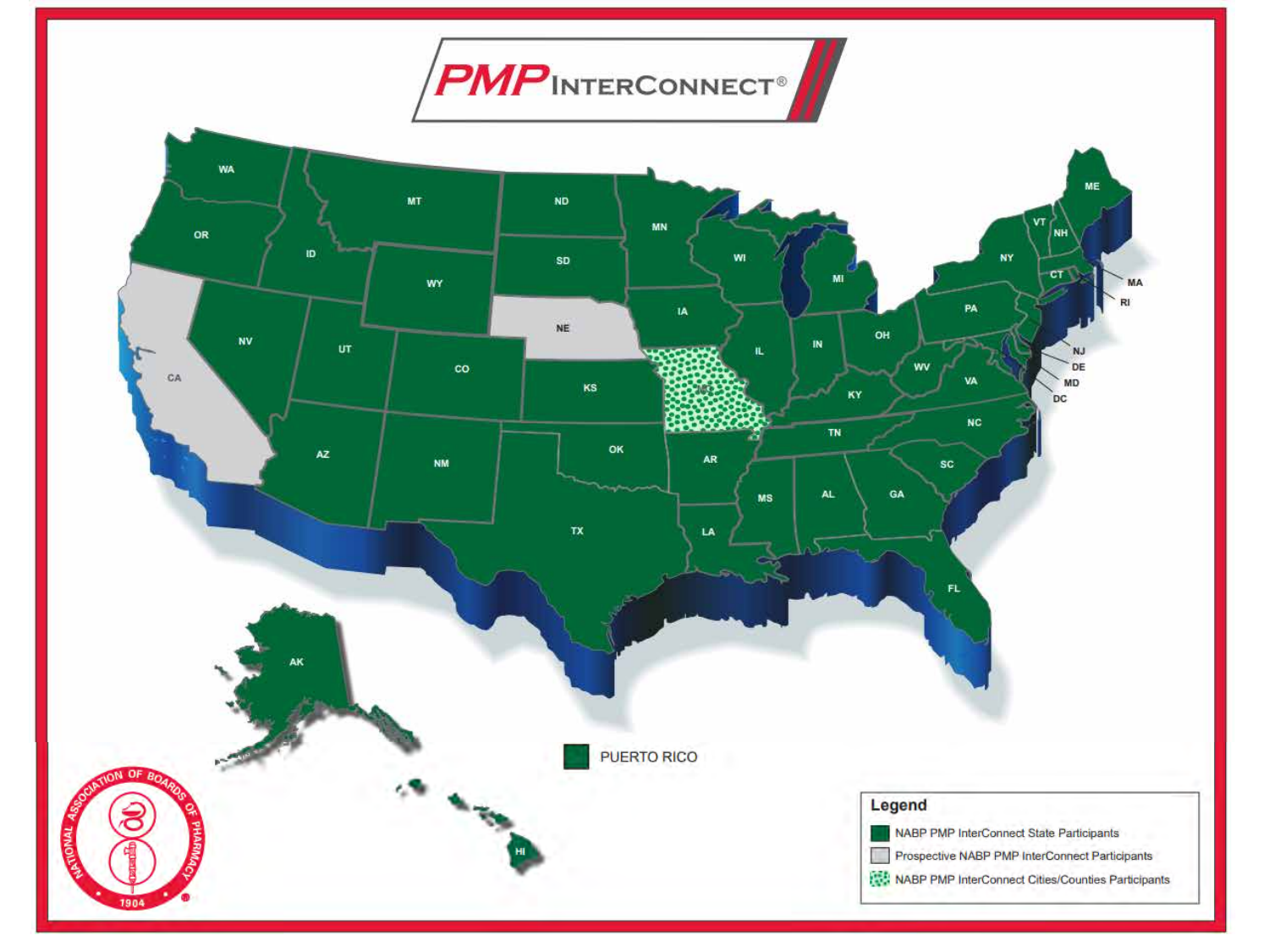PMP InterConnect®

WA
OR
CA
NV
ID
MT
WY
UT
AZ
CO
NM
ND
SD
NE
KS
OK
TX
MN
IA
MO
AR
LA
WI
IL
MI
IN
OH
KY
TN
MS
AL
GA
FL
SC
NC
VA
WV
PA
NY
VT
NH
ME
MA
RI
CT
NJ
DE
MD
DC
AK
HI

PUERTO RICO

**Legend**

NABP PMP InterConnect State Participants

Prospective NABP PMP InterConnect Participants

NABP PMP InterConnect Cities/Counties Participants

NATIONAL ASSOCIATION OF BOARDS OF PHARMACY

1904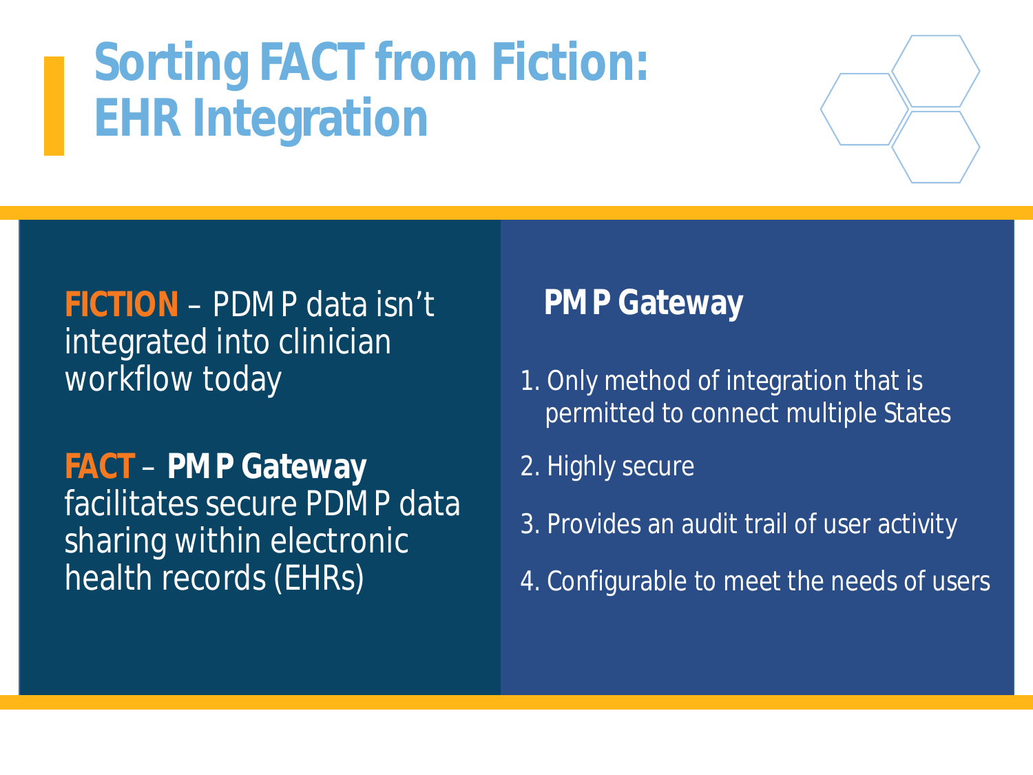# Sorting FACT from Fiction: EHR Integration

**FICTION** – PDMP data isn't integrated into clinician workflow today

**FACT** – **PMP Gateway** facilitates secure PDMP data sharing within electronic health records (EHRs)

**PMP Gateway**

1. Only method of integration that is permitted to connect multiple States
2. Highly secure
3. Provides an audit trail of user activity
4. Configurable to meet the needs of users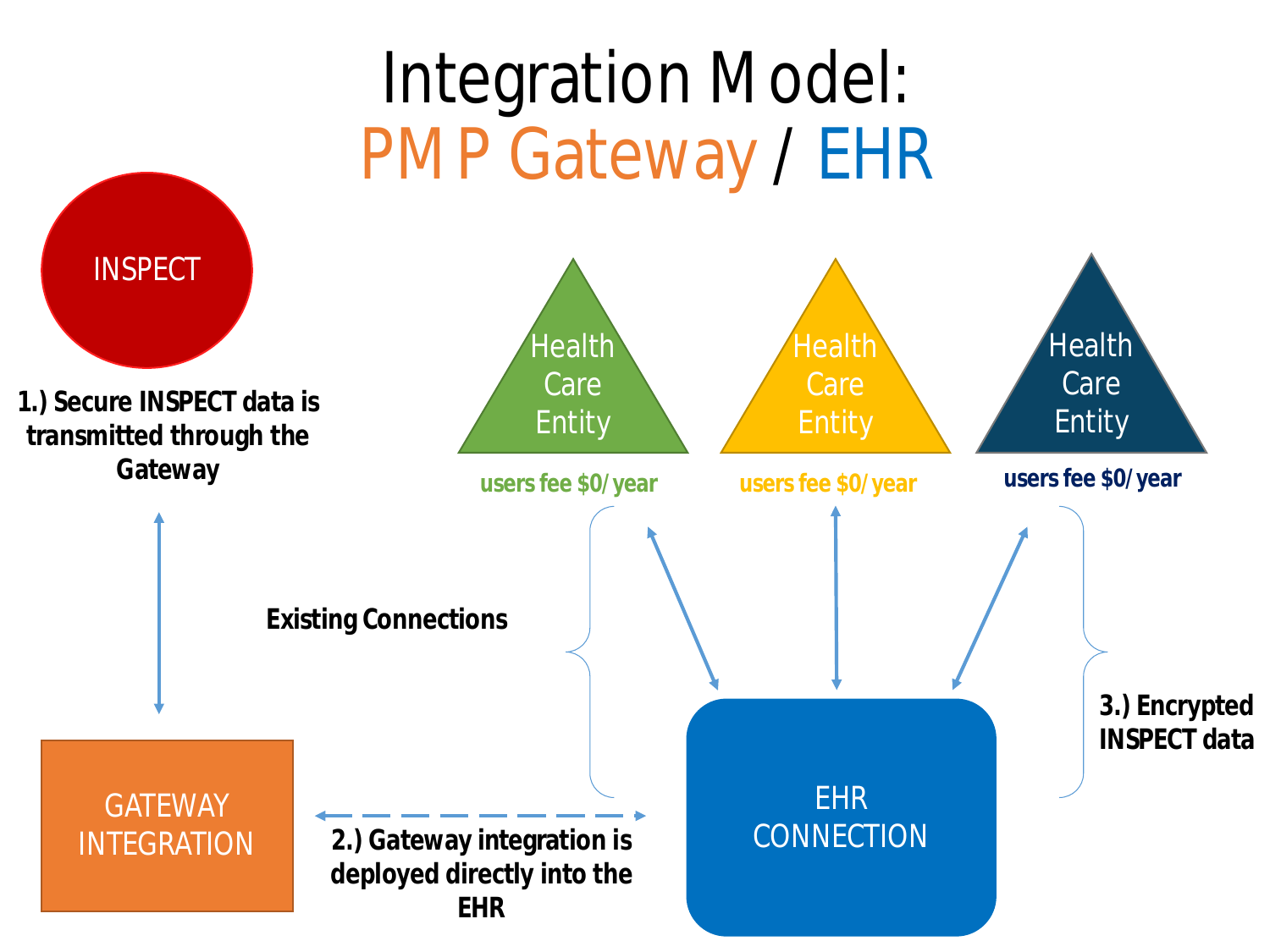# Integration Model:
## PMP Gateway / EHR

INSPECT

1.) Secure INSPECT data is transmitted through the Gateway

GATEWAY INTEGRATION

2.) Gateway integration is deployed directly into the EHR

Existing Connections

Health Care Entity

users fee $0/year

Health Care Entity

users fee $0/year

Health Care Entity

users fee $0/year

EHR CONNECTION

3.) Encrypted INSPECT data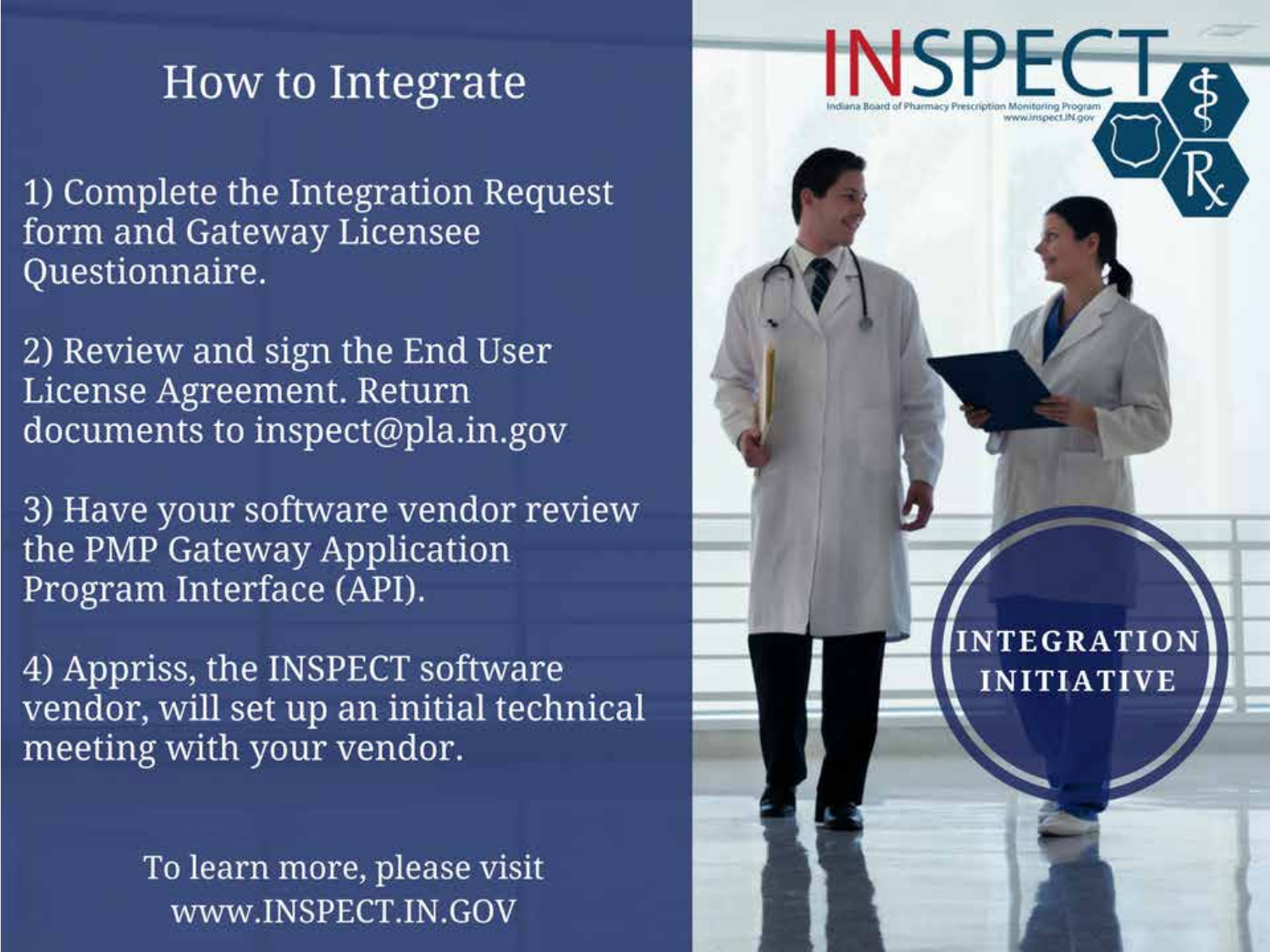# How to Integrate

1) Complete the Integration Request form and Gateway Licensee Questionnaire.

2) Review and sign the End User License Agreement. Return documents to inspect@pla.in.gov

3) Have your software vendor review the PMP Gateway Application Program Interface (API).

4) Appriss, the INSPECT software vendor, will set up an initial technical meeting with your vendor.

To learn more, please visit www.INSPECT.IN.GOV

INSPECT

Indiana Board of Pharmacy Prescription Monitoring Program
www.inspect.IN.gov

INTEGRATION INITIATIVE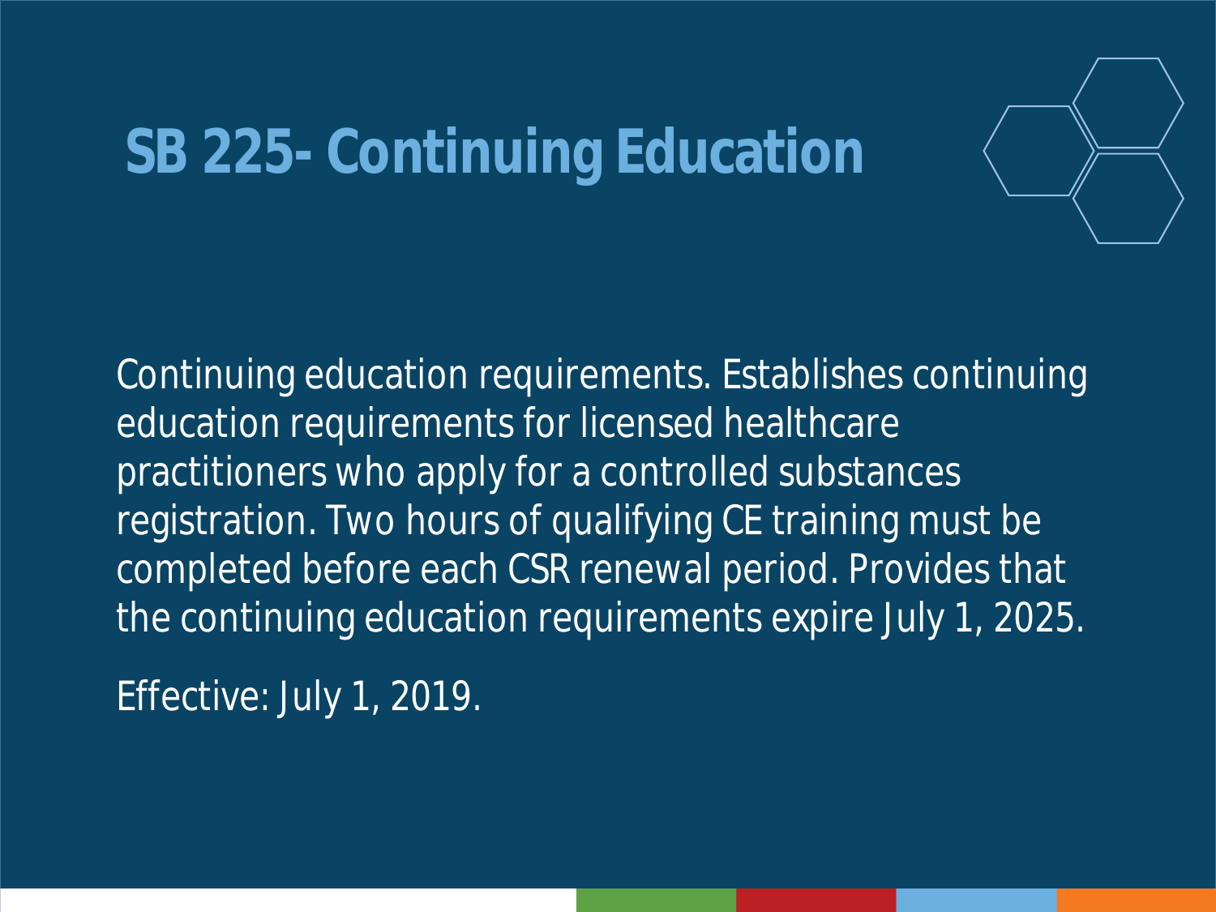# SB 225- Continuing Education

Continuing education requirements. Establishes continuing education requirements for licensed healthcare practitioners who apply for a controlled substances registration. Two hours of qualifying CE training must be completed before each CSR renewal period. Provides that the continuing education requirements expire July 1, 2025.

Effective: July 1, 2019.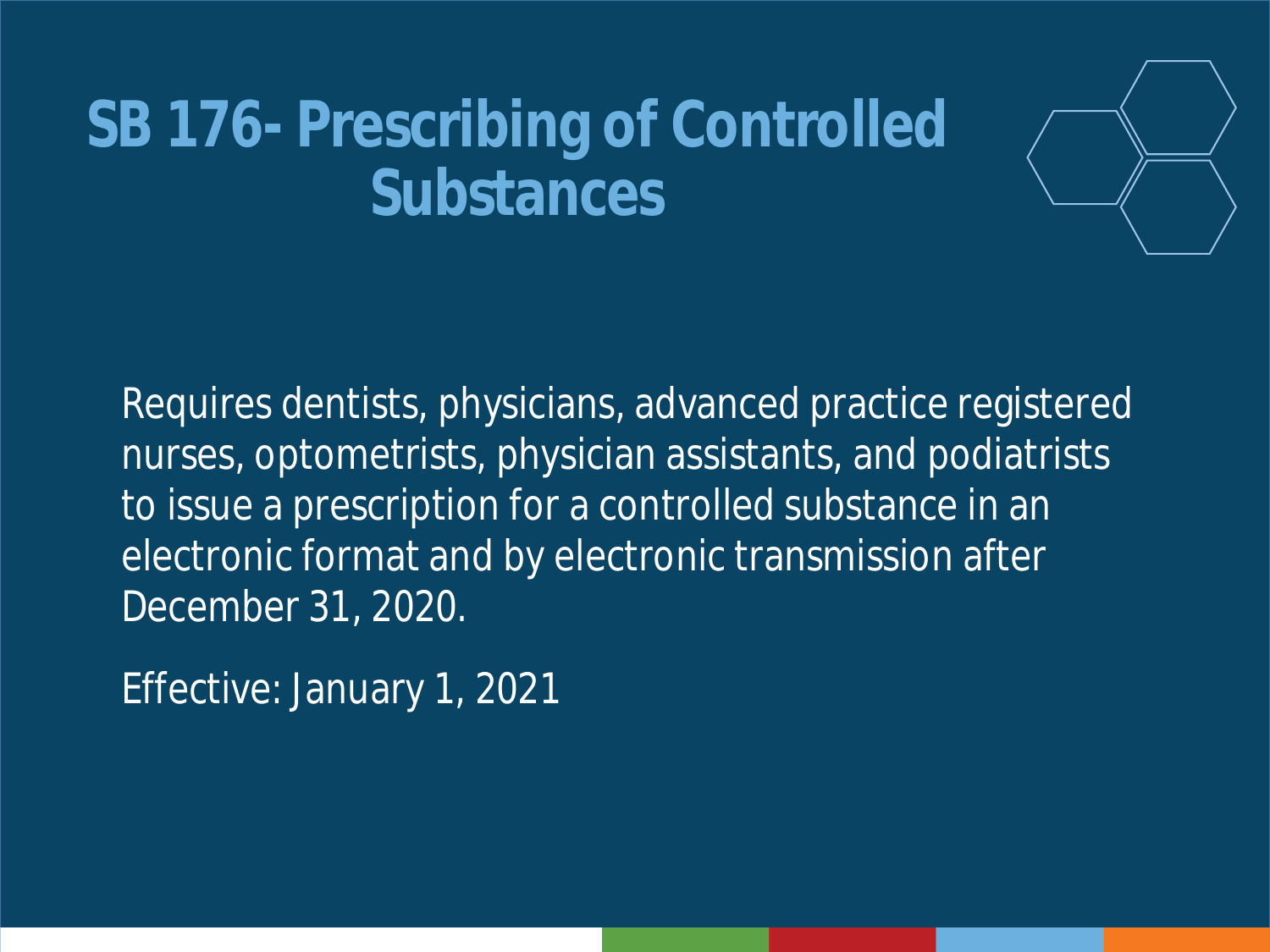# SB 176- Prescribing of Controlled Substances

Requires dentists, physicians, advanced practice registered nurses, optometrists, physician assistants, and podiatrists to issue a prescription for a controlled substance in an electronic format and by electronic transmission after December 31, 2020.

Effective: January 1, 2021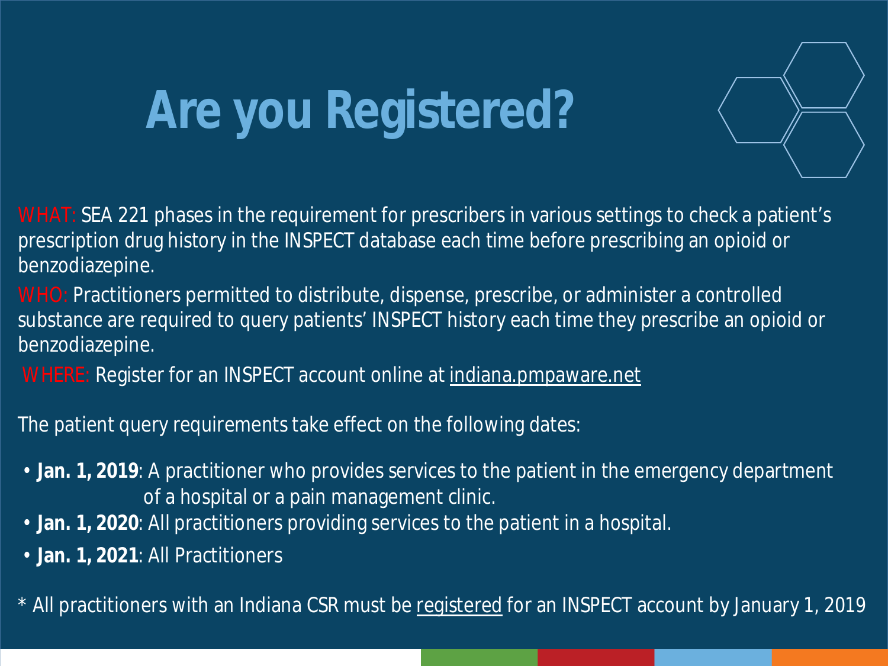# Are you Registered?

WHAT: SEA 221 phases in the requirement for prescribers in various settings to check a patient's prescription drug history in the INSPECT database each time before prescribing an opioid or benzodiazepine.

WHO: Practitioners permitted to distribute, dispense, prescribe, or administer a controlled substance are required to query patients' INSPECT history each time they prescribe an opioid or benzodiazepine.

WHERE: Register for an INSPECT account online at indiana.pmpaware.net

The patient query requirements take effect on the following dates:

- **Jan. 1, 2019**: A practitioner who provides services to the patient in the emergency department of a hospital or a pain management clinic.
- **Jan. 1, 2020**: All practitioners providing services to the patient in a hospital.
- **Jan. 1, 2021**: All Practitioners

* All practitioners with an Indiana CSR must be registered for an INSPECT account by January 1, 2019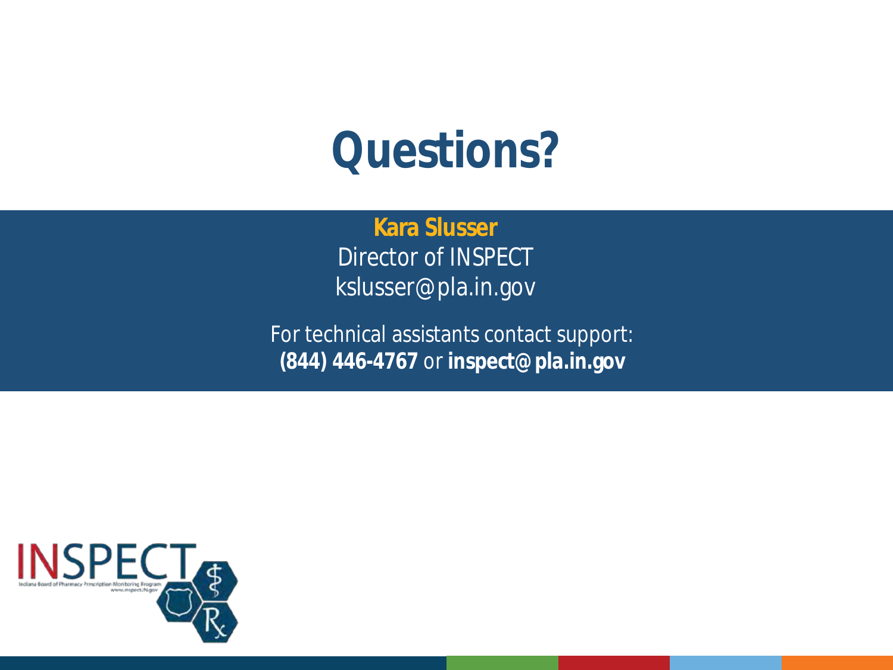# Questions?

**Kara Slusser**
Director of INSPECT
kslusser@pla.in.gov

For technical assistants contact support:
**(844) 446-4767** or **inspect@pla.in.gov**